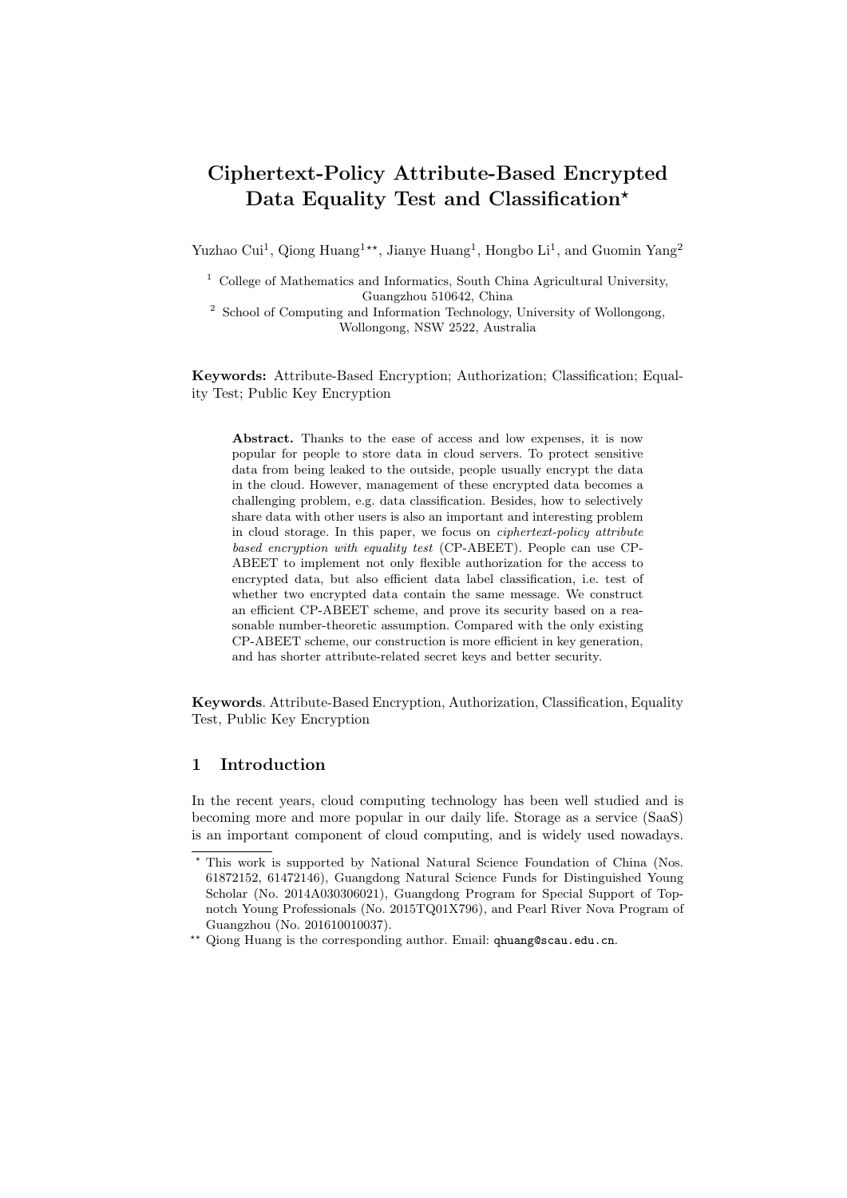# Ciphertext-Policy Attribute-Based Encrypted Data Equality Test and Classification*

Yuzhao Cui[1], Qiong Huang[1]**, Jianye Huang[1], Hongbo Li[1], and Guomin Yang[2]

[1] College of Mathematics and Informatics, South China Agricultural University, Guangzhou 510642, China

[2] School of Computing and Information Technology, University of Wollongong, Wollongong, NSW 2522, Australia

**Keywords:** Attribute-Based Encryption; Authorization; Classification; Equality Test; Public Key Encryption

**Abstract.** Thanks to the ease of access and low expenses, it is now popular for people to store data in cloud servers. To protect sensitive data from being leaked to the outside, people usually encrypt the data in the cloud. However, management of these encrypted data becomes a challenging problem, e.g. data classification. Besides, how to selectively share data with other users is also an important and interesting problem in cloud storage. In this paper, we focus on *ciphertext-policy attribute based encryption with equality test* (CP-ABEET). People can use CP-ABEET to implement not only flexible authorization for the access to encrypted data, but also efficient data label classification, i.e. test of whether two encrypted data contain the same message. We construct an efficient CP-ABEET scheme, and prove its security based on a reasonable number-theoretic assumption. Compared with the only existing CP-ABEET scheme, our construction is more efficient in key generation, and has shorter attribute-related secret keys and better security.

**Keywords**. Attribute-Based Encryption, Authorization, Classification, Equality Test, Public Key Encryption

## 1 Introduction

In the recent years, cloud computing technology has been well studied and is becoming more and more popular in our daily life. Storage as a service (SaaS) is an important component of cloud computing, and is widely used nowadays.

---

* This work is supported by National Natural Science Foundation of China (Nos. 61872152, 61472146), Guangdong Natural Science Funds for Distinguished Young Scholar (No. 2014A030306021), Guangdong Program for Special Support of Top-notch Young Professionals (No. 2015TQ01X796), and Pearl River Nova Program of Guangzhou (No. 201610010037).

** Qiong Huang is the corresponding author. Email: qhuang@scau.edu.cn.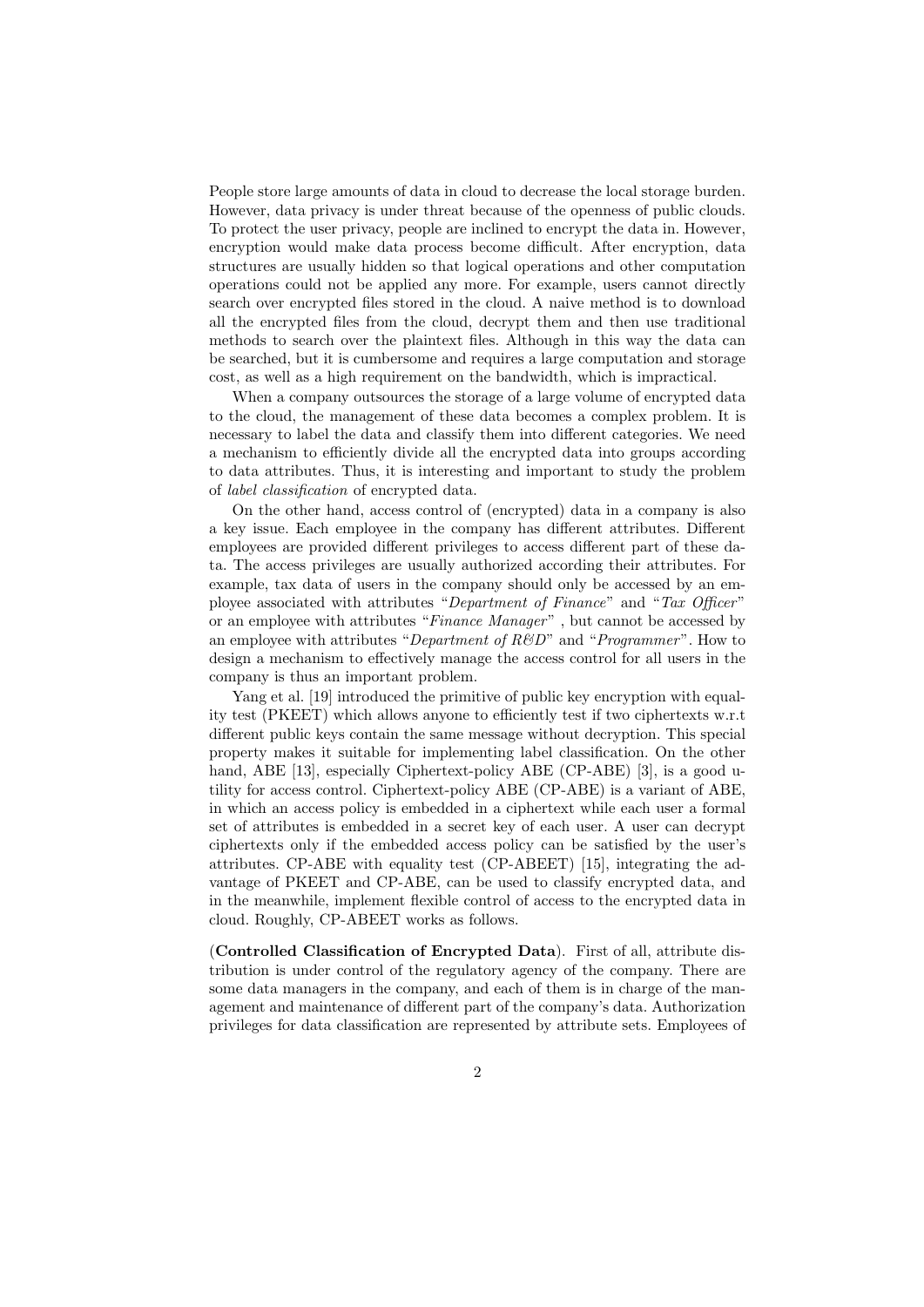People store large amounts of data in cloud to decrease the local storage burden. However, data privacy is under threat because of the openness of public clouds. To protect the user privacy, people are inclined to encrypt the data in. However, encryption would make data process become difficult. After encryption, data structures are usually hidden so that logical operations and other computation operations could not be applied any more. For example, users cannot directly search over encrypted files stored in the cloud. A naive method is to download all the encrypted files from the cloud, decrypt them and then use traditional methods to search over the plaintext files. Although in this way the data can be searched, but it is cumbersome and requires a large computation and storage cost, as well as a high requirement on the bandwidth, which is impractical.

When a company outsources the storage of a large volume of encrypted data to the cloud, the management of these data becomes a complex problem. It is necessary to label the data and classify them into different categories. We need a mechanism to efficiently divide all the encrypted data into groups according to data attributes. Thus, it is interesting and important to study the problem of *label classification* of encrypted data.

On the other hand, access control of (encrypted) data in a company is also a key issue. Each employee in the company has different attributes. Different employees are provided different privileges to access different part of these data. The access privileges are usually authorized according their attributes. For example, tax data of users in the company should only be accessed by an employee associated with attributes "*Department of Finance*" and "*Tax Officer*" or an employee with attributes "*Finance Manager*" , but cannot be accessed by an employee with attributes "*Department of R&D*" and "*Programmer*". How to design a mechanism to effectively manage the access control for all users in the company is thus an important problem.

Yang et al. [19] introduced the primitive of public key encryption with equality test (PKEET) which allows anyone to efficiently test if two ciphertexts w.r.t different public keys contain the same message without decryption. This special property makes it suitable for implementing label classification. On the other hand, ABE [13], especially Ciphertext-policy ABE (CP-ABE) [3], is a good utility for access control. Ciphertext-policy ABE (CP-ABE) is a variant of ABE, in which an access policy is embedded in a ciphertext while each user a formal set of attributes is embedded in a secret key of each user. A user can decrypt ciphertexts only if the embedded access policy can be satisfied by the user's attributes. CP-ABE with equality test (CP-ABEET) [15], integrating the advantage of PKEET and CP-ABE, can be used to classify encrypted data, and in the meanwhile, implement flexible control of access to the encrypted data in cloud. Roughly, CP-ABEET works as follows.

(**Controlled Classification of Encrypted Data**). First of all, attribute distribution is under control of the regulatory agency of the company. There are some data managers in the company, and each of them is in charge of the management and maintenance of different part of the company's data. Authorization privileges for data classification are represented by attribute sets. Employees of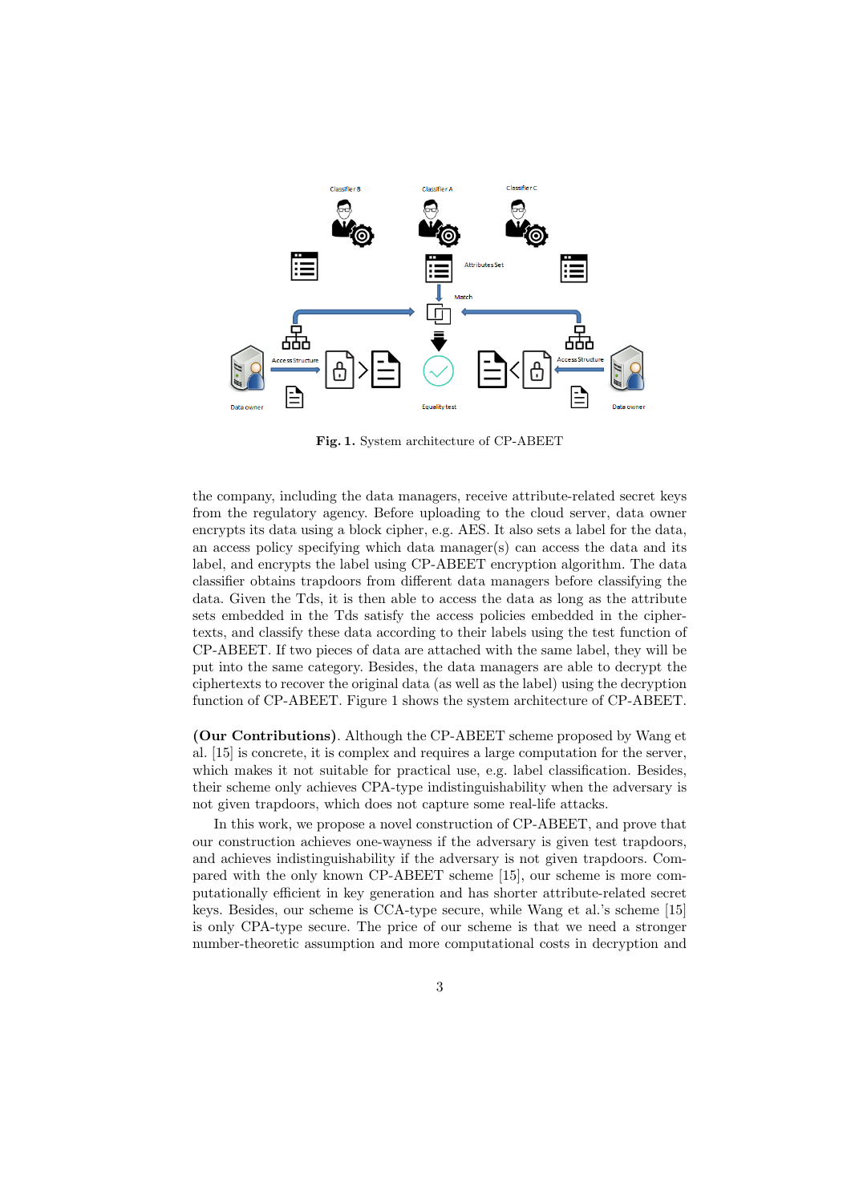Fig. 1. System architecture of CP-ABEET

the company, including the data managers, receive attribute-related secret keys from the regulatory agency. Before uploading to the cloud server, data owner encrypts its data using a block cipher, e.g. AES. It also sets a label for the data, an access policy specifying which data manager(s) can access the data and its label, and encrypts the label using CP-ABEET encryption algorithm. The data classifier obtains trapdoors from different data managers before classifying the data. Given the Tds, it is then able to access the data as long as the attribute sets embedded in the Tds satisfy the access policies embedded in the ciphertexts, and classify these data according to their labels using the test function of CP-ABEET. If two pieces of data are attached with the same label, they will be put into the same category. Besides, the data managers are able to decrypt the ciphertexts to recover the original data (as well as the label) using the decryption function of CP-ABEET. Figure 1 shows the system architecture of CP-ABEET.

**(Our Contributions)**. Although the CP-ABEET scheme proposed by Wang et al. [15] is concrete, it is complex and requires a large computation for the server, which makes it not suitable for practical use, e.g. label classification. Besides, their scheme only achieves CPA-type indistinguishability when the adversary is not given trapdoors, which does not capture some real-life attacks.

In this work, we propose a novel construction of CP-ABEET, and prove that our construction achieves one-wayness if the adversary is given test trapdoors, and achieves indistinguishability if the adversary is not given trapdoors. Compared with the only known CP-ABEET scheme [15], our scheme is more computationally efficient in key generation and has shorter attribute-related secret keys. Besides, our scheme is CCA-type secure, while Wang et al.'s scheme [15] is only CPA-type secure. The price of our scheme is that we need a stronger number-theoretic assumption and more computational costs in decryption and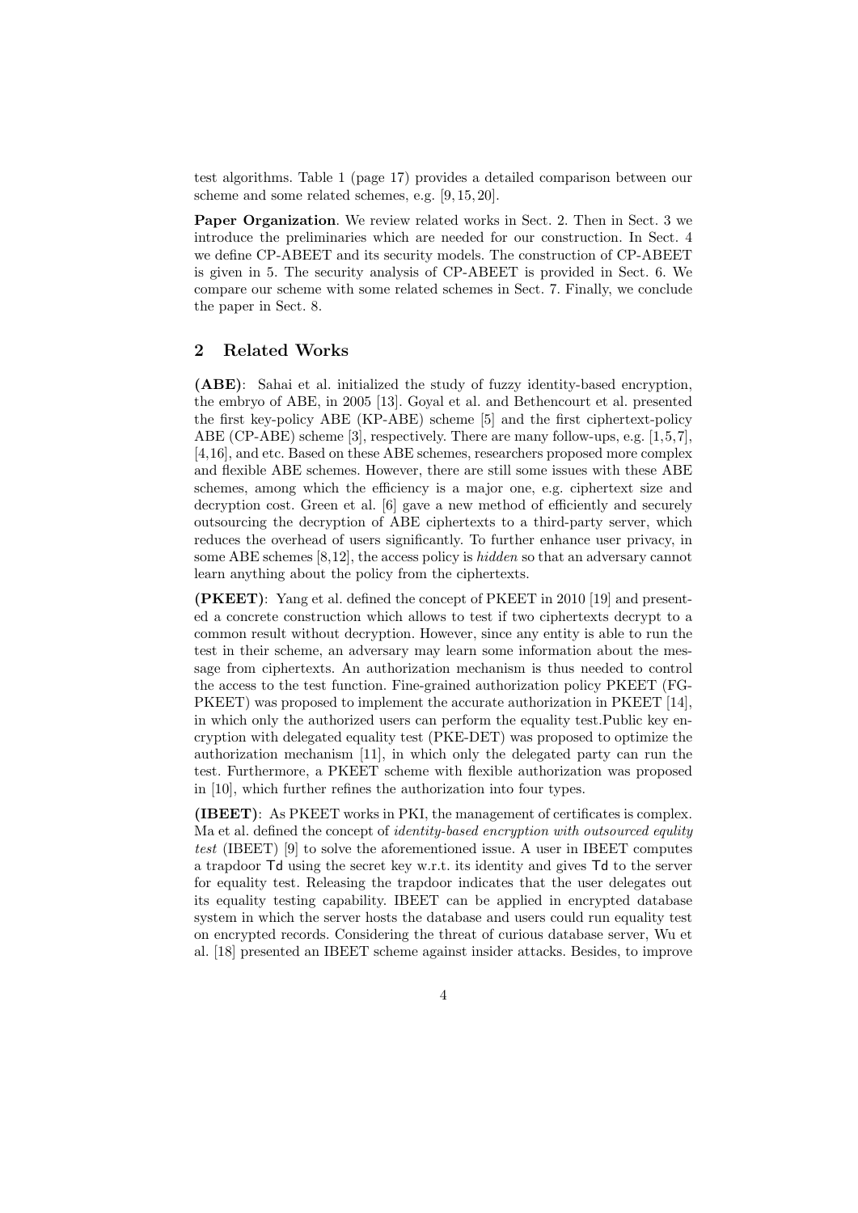test algorithms. Table 1 (page 17) provides a detailed comparison between our scheme and some related schemes, e.g. [9, 15, 20].

**Paper Organization**. We review related works in Sect. 2. Then in Sect. 3 we introduce the preliminaries which are needed for our construction. In Sect. 4 we define CP-ABEET and its security models. The construction of CP-ABEET is given in 5. The security analysis of CP-ABEET is provided in Sect. 6. We compare our scheme with some related schemes in Sect. 7. Finally, we conclude the paper in Sect. 8.

## 2 Related Works

**(ABE)**: Sahai et al. initialized the study of fuzzy identity-based encryption, the embryo of ABE, in 2005 [13]. Goyal et al. and Bethencourt et al. presented the first key-policy ABE (KP-ABE) scheme [5] and the first ciphertext-policy ABE (CP-ABE) scheme [3], respectively. There are many follow-ups, e.g. [1,5,7], [4,16], and etc. Based on these ABE schemes, researchers proposed more complex and flexible ABE schemes. However, there are still some issues with these ABE schemes, among which the efficiency is a major one, e.g. ciphertext size and decryption cost. Green et al. [6] gave a new method of efficiently and securely outsourcing the decryption of ABE ciphertexts to a third-party server, which reduces the overhead of users significantly. To further enhance user privacy, in some ABE schemes [8,12], the access policy is *hidden* so that an adversary cannot learn anything about the policy from the ciphertexts.

**(PKEET)**: Yang et al. defined the concept of PKEET in 2010 [19] and presented a concrete construction which allows to test if two ciphertexts decrypt to a common result without decryption. However, since any entity is able to run the test in their scheme, an adversary may learn some information about the message from ciphertexts. An authorization mechanism is thus needed to control the access to the test function. Fine-grained authorization policy PKEET (FG-PKEET) was proposed to implement the accurate authorization in PKEET [14], in which only the authorized users can perform the equality test.Public key encryption with delegated equality test (PKE-DET) was proposed to optimize the authorization mechanism [11], in which only the delegated party can run the test. Furthermore, a PKEET scheme with flexible authorization was proposed in [10], which further refines the authorization into four types.

**(IBEET)**: As PKEET works in PKI, the management of certificates is complex. Ma et al. defined the concept of *identity-based encryption with outsourced equlity test* (IBEET) [9] to solve the aforementioned issue. A user in IBEET computes a trapdoor Td using the secret key w.r.t. its identity and gives Td to the server for equality test. Releasing the trapdoor indicates that the user delegates out its equality testing capability. IBEET can be applied in encrypted database system in which the server hosts the database and users could run equality test on encrypted records. Considering the threat of curious database server, Wu et al. [18] presented an IBEET scheme against insider attacks. Besides, to improve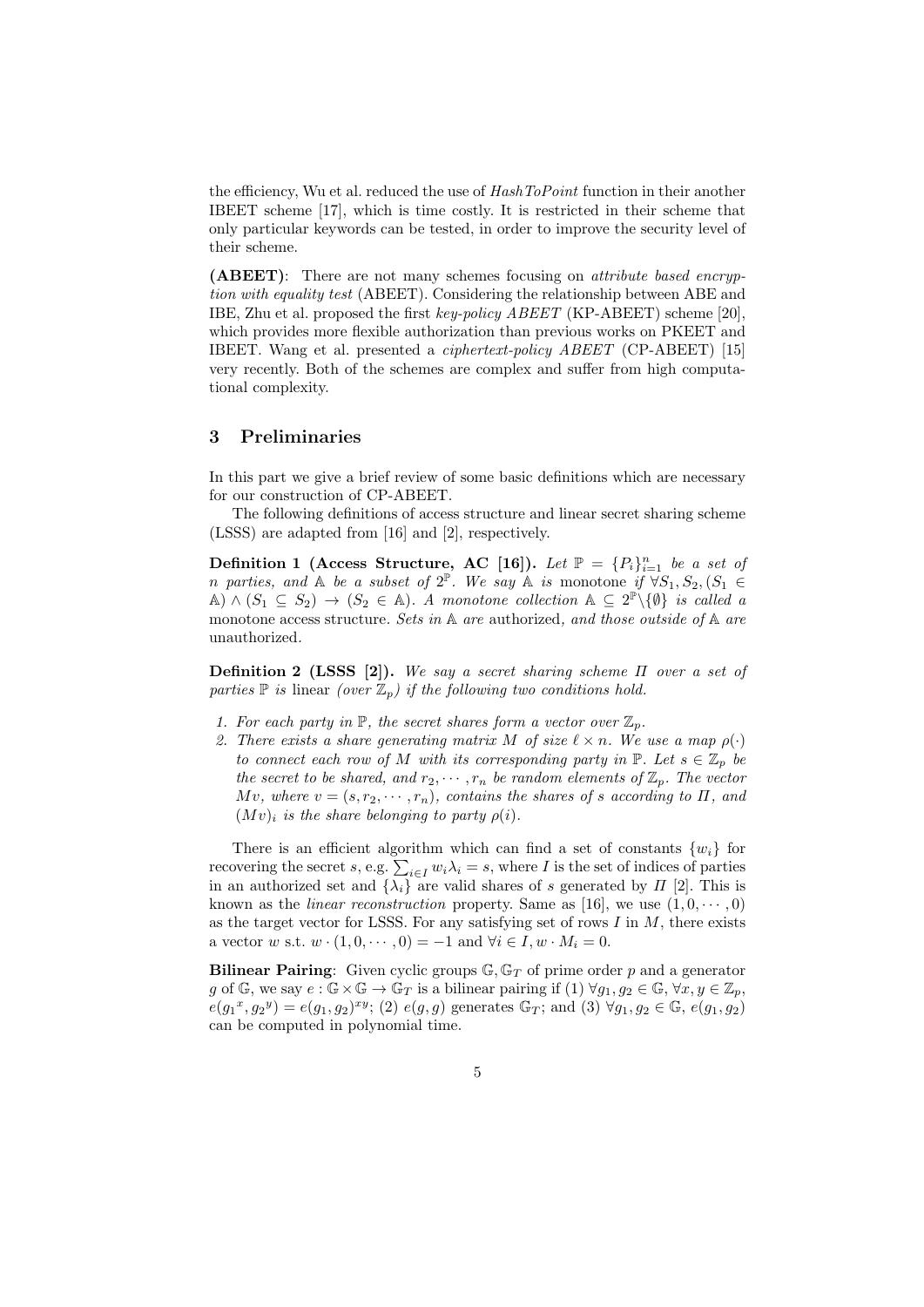the efficiency, Wu et al. reduced the use of *HashToPoint* function in their another IBEET scheme [17], which is time costly. It is restricted in their scheme that only particular keywords can be tested, in order to improve the security level of their scheme.

**(ABEET)**: There are not many schemes focusing on *attribute based encryption with equality test* (ABEET). Considering the relationship between ABE and IBE, Zhu et al. proposed the first *key-policy ABEET* (KP-ABEET) scheme [20], which provides more flexible authorization than previous works on PKEET and IBEET. Wang et al. presented a *ciphertext-policy ABEET* (CP-ABEET) [15] very recently. Both of the schemes are complex and suffer from high computational complexity.

## 3 Preliminaries

In this part we give a brief review of some basic definitions which are necessary for our construction of CP-ABEET.

The following definitions of access structure and linear secret sharing scheme (LSSS) are adapted from [16] and [2], respectively.

**Definition 1 (Access Structure, AC [16]).** *Let $\mathbb{P} = \{P_i\}_{i=1}^n$ be a set of $n$ parties, and $\mathbb{A}$ be a subset of $2^{\mathbb{P}}$. We say $\mathbb{A}$ is* monotone *if $\forall S_1, S_2, (S_1 \in \mathbb{A}) \wedge (S_1 \subseteq S_2) \rightarrow (S_2 \in \mathbb{A})$. A monotone collection $\mathbb{A} \subseteq 2^{\mathbb{P}} \backslash \{\emptyset\}$ is called a* monotone access structure*. Sets in $\mathbb{A}$ are* authorized*, and those outside of $\mathbb{A}$ are* unauthorized*.*

**Definition 2 (LSSS [2]).** *We say a secret sharing scheme $\Pi$ over a set of parties $\mathbb{P}$ is* linear *(over $\mathbb{Z}_p$) if the following two conditions hold.*

1. *For each party in $\mathbb{P}$, the secret shares form a vector over $\mathbb{Z}_p$.*
2. *There exists a share generating matrix $M$ of size $\ell \times n$. We use a map $\rho(\cdot)$ to connect each row of $M$ with its corresponding party in $\mathbb{P}$. Let $s \in \mathbb{Z}_p$ be the secret to be shared, and $r_2, \cdots, r_n$ be random elements of $\mathbb{Z}_p$. The vector $Mv$, where $v = (s, r_2, \cdots, r_n)$, contains the shares of $s$ according to $\Pi$, and $(Mv)_i$ is the share belonging to party $\rho(i)$.*

There is an efficient algorithm which can find a set of constants $\{w_i\}$ for recovering the secret $s$, e.g. $\sum_{i \in I} w_i \lambda_i = s$, where $I$ is the set of indices of parties in an authorized set and $\{\lambda_i\}$ are valid shares of $s$ generated by $\Pi$ [2]. This is known as the *linear reconstruction* property. Same as [16], we use $(1, 0, \cdots, 0)$ as the target vector for LSSS. For any satisfying set of rows $I$ in $M$, there exists a vector $w$ s.t. $w \cdot (1, 0, \cdots, 0) = -1$ and $\forall i \in I, w \cdot M_i = 0$.

**Bilinear Pairing**: Given cyclic groups $\mathbb{G}, \mathbb{G}_T$ of prime order $p$ and a generator $g$ of $\mathbb{G}$, we say $e : \mathbb{G} \times \mathbb{G} \rightarrow \mathbb{G}_T$ is a bilinear pairing if (1) $\forall g_1, g_2 \in \mathbb{G}, \forall x, y \in \mathbb{Z}_p$, $e({g_1}^x, {g_2}^y) = e(g_1, g_2)^{xy}$; (2) $e(g, g)$ generates $\mathbb{G}_T$; and (3) $\forall g_1, g_2 \in \mathbb{G}$, $e(g_1, g_2)$ can be computed in polynomial time.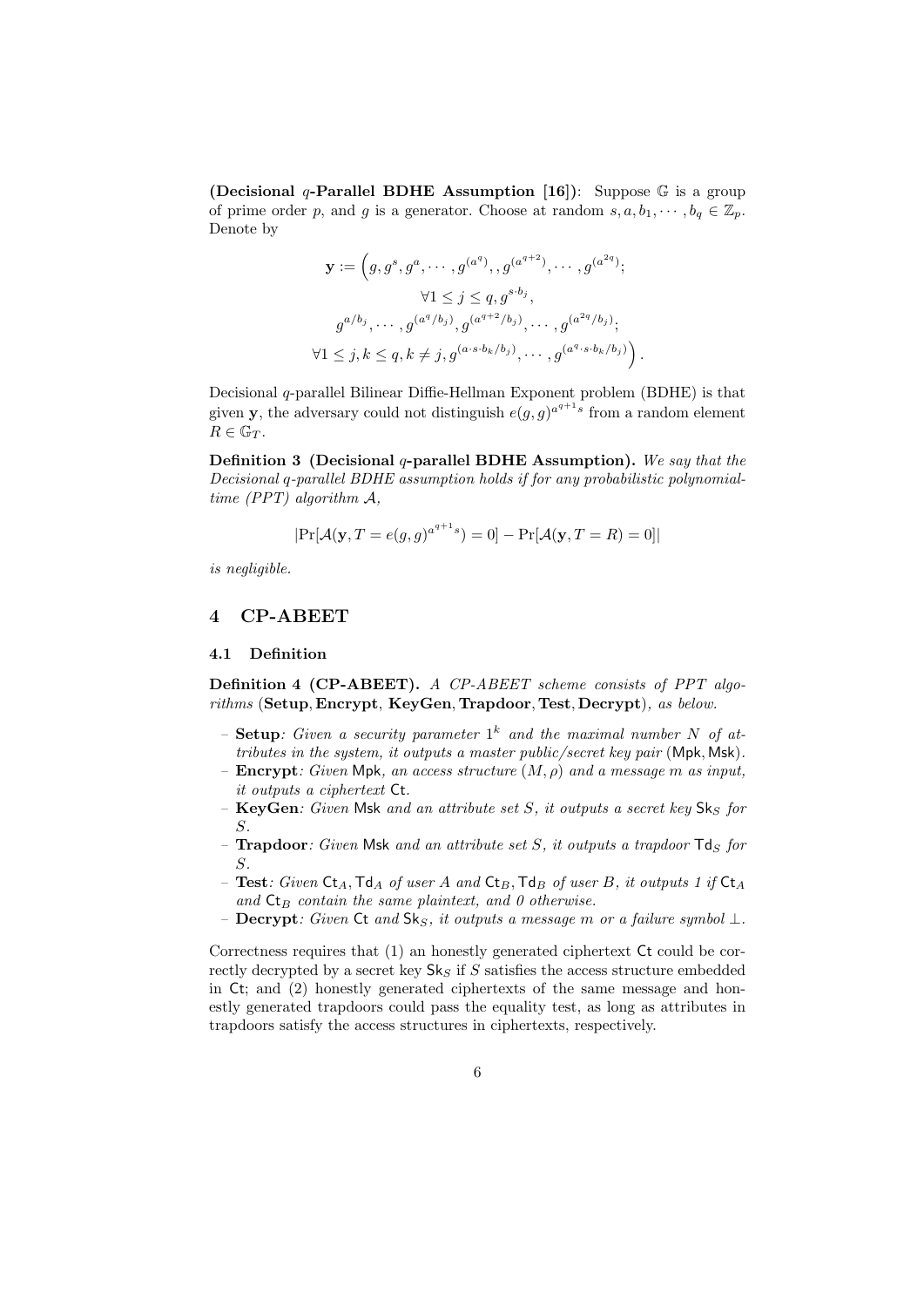**(Decisional $q$-Parallel BDHE Assumption [16])**: Suppose $\mathbb{G}$ is a group of prime order $p$, and $g$ is a generator. Choose at random $s, a, b_1, \cdots, b_q \in \mathbb{Z}_p$. Denote by

$$
\begin{aligned}
\mathbf{y} := \Big( g, g^s, g^a, \cdots, g^{(a^q)}, , g^{(a^{q+2})}, \cdots, g^{(a^{2q})}; \\
\forall 1 \leq j \leq q, g^{s \cdot b_j}, \\
g^{a/b_j}, \cdots, g^{(a^q/b_j)}, g^{(a^{q+2}/b_j)}, \cdots, g^{(a^{2q}/b_j)}; \\
\forall 1 \leq j, k \leq q, k \neq j, g^{(a \cdot s \cdot b_k/b_j)}, \cdots, g^{(a^q \cdot s \cdot b_k/b_j)} \Big).
\end{aligned}
$$

Decisional $q$-parallel Bilinear Diffie-Hellman Exponent problem (BDHE) is that given $\mathbf{y}$, the adversary could not distinguish $e(g,g)^{a^{q+1}s}$ from a random element $R \in \mathbb{G}_T$.

**Definition 3 (Decisional $q$-parallel BDHE Assumption).** *We say that the Decisional q-parallel BDHE assumption holds if for any probabilistic polynomial-time (PPT) algorithm $\mathcal{A}$,*

$$
|\Pr[\mathcal{A}(\mathbf{y}, T = e(g,g)^{a^{q+1}s}) = 0] - \Pr[\mathcal{A}(\mathbf{y}, T = R) = 0]|
$$

*is negligible.*

# 4 CP-ABEET

## 4.1 Definition

**Definition 4 (CP-ABEET).** *A CP-ABEET scheme consists of PPT algorithms* (**Setup**, **Encrypt**, **KeyGen**, **Trapdoor**, **Test**, **Decrypt**)*, as below.*

- **Setup**: *Given a security parameter $1^k$ and the maximal number $N$ of attributes in the system, it outputs a master public/secret key pair* ($\mathsf{Mpk}, \mathsf{Msk}$).
- **Encrypt**: *Given* $\mathsf{Mpk}$*, an access structure* $(M, \rho)$ *and a message* $m$ *as input, it outputs a ciphertext* $\mathsf{Ct}$.
- **KeyGen**: *Given* $\mathsf{Msk}$ *and an attribute set* $S$*, it outputs a secret key* $\mathsf{Sk}_S$ *for* $S$.
- **Trapdoor**: *Given* $\mathsf{Msk}$ *and an attribute set* $S$*, it outputs a trapdoor* $\mathsf{Td}_S$ *for* $S$.
- **Test**: *Given* $\mathsf{Ct}_A, \mathsf{Td}_A$ *of user A and* $\mathsf{Ct}_B, \mathsf{Td}_B$ *of user B, it outputs 1 if* $\mathsf{Ct}_A$ *and* $\mathsf{Ct}_B$ *contain the same plaintext, and 0 otherwise.*
- **Decrypt**: *Given* $\mathsf{Ct}$ *and* $\mathsf{Sk}_S$*, it outputs a message* $m$ *or a failure symbol* $\perp$.

Correctness requires that (1) an honestly generated ciphertext $\mathsf{Ct}$ could be correctly decrypted by a secret key $\mathsf{Sk}_S$ if $S$ satisfies the access structure embedded in $\mathsf{Ct}$; and (2) honestly generated ciphertexts of the same message and honestly generated trapdoors could pass the equality test, as long as attributes in trapdoors satisfy the access structures in ciphertexts, respectively.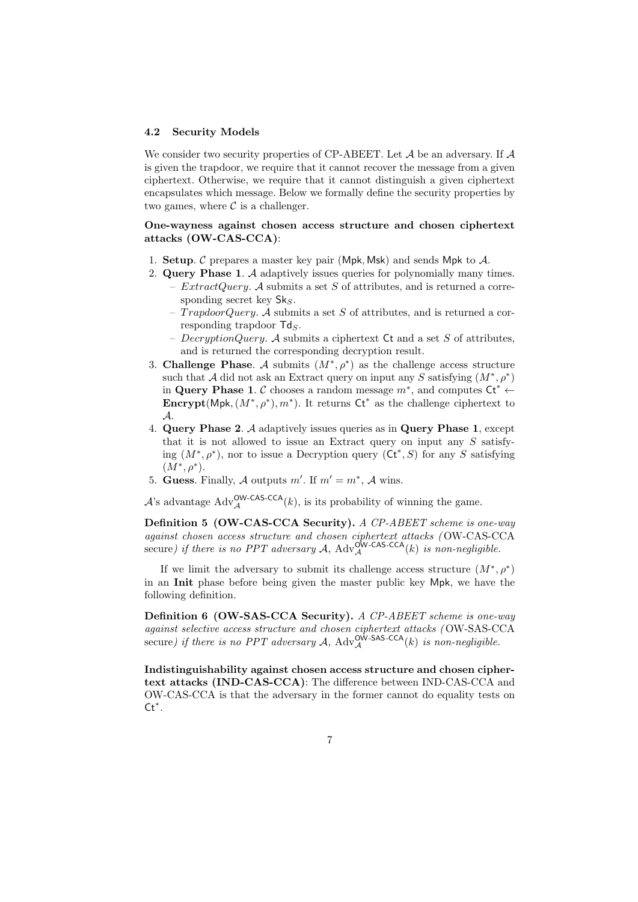### 4.2 Security Models

We consider two security properties of CP-ABEET. Let $\mathcal{A}$ be an adversary. If $\mathcal{A}$ is given the trapdoor, we require that it cannot recover the message from a given ciphertext. Otherwise, we require that it cannot distinguish a given ciphertext encapsulates which message. Below we formally define the security properties by two games, where $\mathcal{C}$ is a challenger.

**One-wayness against chosen access structure and chosen ciphertext attacks (OW-CAS-CCA)**:

1. **Setup**. $\mathcal{C}$ prepares a master key pair $(\mathsf{Mpk}, \mathsf{Msk})$ and sends $\mathsf{Mpk}$ to $\mathcal{A}$.
2. **Query Phase 1**. $\mathcal{A}$ adaptively issues queries for polynomially many times.
   - *ExtractQuery*. $\mathcal{A}$ submits a set $S$ of attributes, and is returned a corresponding secret key $\mathsf{Sk}_S$.
   - *TrapdoorQuery*. $\mathcal{A}$ submits a set $S$ of attributes, and is returned a corresponding trapdoor $\mathsf{Td}_S$.
   - *DecryptionQuery*. $\mathcal{A}$ submits a ciphertext $\mathsf{Ct}$ and a set $S$ of attributes, and is returned the corresponding decryption result.
3. **Challenge Phase**. $\mathcal{A}$ submits $(M^*, \rho^*)$ as the challenge access structure such that $\mathcal{A}$ did not ask an Extract query on input any $S$ satisfying $(M^*, \rho^*)$ in **Query Phase 1**. $\mathcal{C}$ chooses a random message $m^*$, and computes $\mathsf{Ct}^* \leftarrow$ **Encrypt**$(\mathsf{Mpk}, (M^*, \rho^*), m^*)$. It returns $\mathsf{Ct}^*$ as the challenge ciphertext to $\mathcal{A}$.
4. **Query Phase 2**. $\mathcal{A}$ adaptively issues queries as in **Query Phase 1**, except that it is not allowed to issue an Extract query on input any $S$ satisfying $(M^*, \rho^*)$, nor to issue a Decryption query $(\mathsf{Ct}^*, S)$ for any $S$ satisfying $(M^*, \rho^*)$.
5. **Guess**. Finally, $\mathcal{A}$ outputs $m'$. If $m' = m^*$, $\mathcal{A}$ wins.

$\mathcal{A}$'s advantage $\mathrm{Adv}_{\mathcal{A}}^{\mathsf{OW\text{-}CAS\text{-}CCA}}(k)$, is its probability of winning the game.

**Definition 5 (OW-CAS-CCA Security).** *A CP-ABEET scheme is one-way against chosen access structure and chosen ciphertext attacks (*OW-CAS-CCA secure*) if there is no PPT adversary $\mathcal{A}$, $\mathrm{Adv}_{\mathcal{A}}^{\mathsf{OW\text{-}CAS\text{-}CCA}}(k)$ is non-negligible.*

If we limit the adversary to submit its challenge access structure $(M^*, \rho^*)$ in an **Init** phase before being given the master public key $\mathsf{Mpk}$, we have the following definition.

**Definition 6 (OW-SAS-CCA Security).** *A CP-ABEET scheme is one-way against selective access structure and chosen ciphertext attacks (*OW-SAS-CCA secure*) if there is no PPT adversary $\mathcal{A}$, $\mathrm{Adv}_{\mathcal{A}}^{\mathsf{OW\text{-}SAS\text{-}CCA}}(k)$ is non-negligible.*

**Indistinguishability against chosen access structure and chosen ciphertext attacks (IND-CAS-CCA)**: The difference between IND-CAS-CCA and OW-CAS-CCA is that the adversary in the former cannot do equality tests on $\mathsf{Ct}^*$.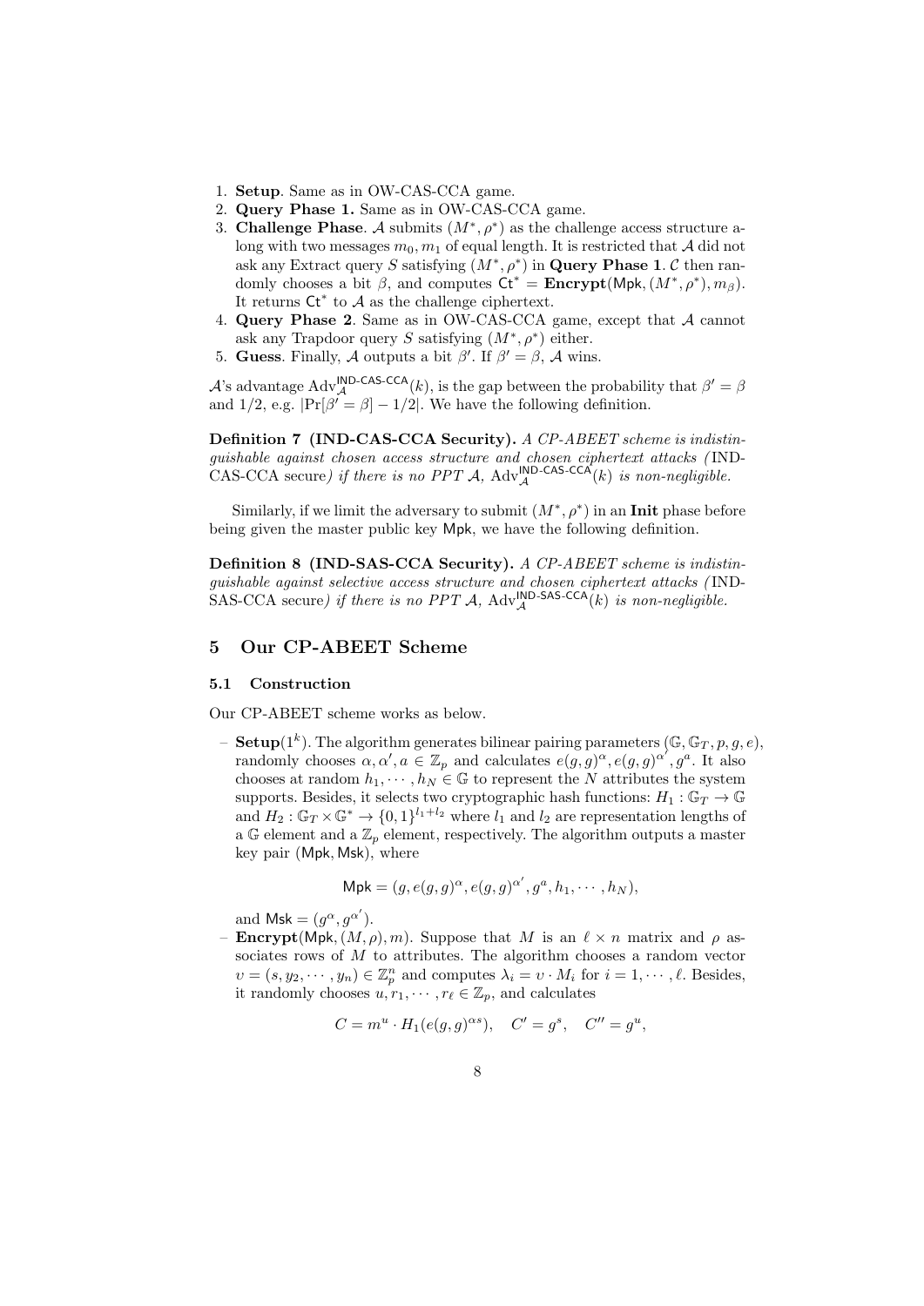1. **Setup**. Same as in OW-CAS-CCA game.
2. **Query Phase 1.** Same as in OW-CAS-CCA game.
3. **Challenge Phase**. $\mathcal{A}$ submits $(M^*, \rho^*)$ as the challenge access structure along with two messages $m_0, m_1$ of equal length. It is restricted that $\mathcal{A}$ did not ask any Extract query $S$ satisfying $(M^*, \rho^*)$ in **Query Phase 1**. $\mathcal{C}$ then randomly chooses a bit $\beta$, and computes $\mathsf{Ct}^* = \textbf{Encrypt}(\mathsf{Mpk}, (M^*, \rho^*), m_\beta)$. It returns $\mathsf{Ct}^*$ to $\mathcal{A}$ as the challenge ciphertext.
4. **Query Phase 2**. Same as in OW-CAS-CCA game, except that $\mathcal{A}$ cannot ask any Trapdoor query $S$ satisfying $(M^*, \rho^*)$ either.
5. **Guess**. Finally, $\mathcal{A}$ outputs a bit $\beta'$. If $\beta' = \beta$, $\mathcal{A}$ wins.

$\mathcal{A}$'s advantage $\mathrm{Adv}_{\mathcal{A}}^{\mathsf{IND\text{-}CAS\text{-}CCA}}(k)$, is the gap between the probability that $\beta' = \beta$ and $1/2$, e.g. $|\Pr[\beta' = \beta] - 1/2|$. We have the following definition.

**Definition 7 (IND-CAS-CCA Security).** *A CP-ABEET scheme is indistinguishable against chosen access structure and chosen ciphertext attacks (*IND-CAS-CCA secure*) if there is no PPT $\mathcal{A}$, $\mathrm{Adv}_{\mathcal{A}}^{\mathsf{IND\text{-}CAS\text{-}CCA}}(k)$ is non-negligible.*

Similarly, if we limit the adversary to submit $(M^*, \rho^*)$ in an **Init** phase before being given the master public key $\mathsf{Mpk}$, we have the following definition.

**Definition 8 (IND-SAS-CCA Security).** *A CP-ABEET scheme is indistinguishable against selective access structure and chosen ciphertext attacks (*IND-SAS-CCA secure*) if there is no PPT $\mathcal{A}$, $\mathrm{Adv}_{\mathcal{A}}^{\mathsf{IND\text{-}SAS\text{-}CCA}}(k)$ is non-negligible.*

## 5 Our CP-ABEET Scheme

### 5.1 Construction

Our CP-ABEET scheme works as below.

- **Setup**$(1^k)$. The algorithm generates bilinear pairing parameters $(\mathbb{G}, \mathbb{G}_T, p, g, e)$, randomly chooses $\alpha, \alpha', a \in \mathbb{Z}_p$ and calculates $e(g,g)^\alpha, e(g,g)^{\alpha'}, g^a$. It also chooses at random $h_1, \cdots, h_N \in \mathbb{G}$ to represent the $N$ attributes the system supports. Besides, it selects two cryptographic hash functions: $H_1 : \mathbb{G}_T \to \mathbb{G}$ and $H_2 : \mathbb{G}_T \times \mathbb{G}^* \to \{0,1\}^{l_1 + l_2}$ where $l_1$ and $l_2$ are representation lengths of a $\mathbb{G}$ element and a $\mathbb{Z}_p$ element, respectively. The algorithm outputs a master key pair $(\mathsf{Mpk}, \mathsf{Msk})$, where

$$\mathsf{Mpk} = (g, e(g,g)^\alpha, e(g,g)^{\alpha'}, g^a, h_1, \cdots, h_N),$$

  and $\mathsf{Msk} = (g^\alpha, g^{\alpha'})$.
- **Encrypt**$(\mathsf{Mpk}, (M, \rho), m)$. Suppose that $M$ is an $\ell \times n$ matrix and $\rho$ associates rows of $M$ to attributes. The algorithm chooses a random vector $\upsilon = (s, y_2, \cdots, y_n) \in \mathbb{Z}_p^n$ and computes $\lambda_i = \upsilon \cdot M_i$ for $i = 1, \cdots, \ell$. Besides, it randomly chooses $u, r_1, \cdots, r_\ell \in \mathbb{Z}_p$, and calculates

$$C = m^u \cdot H_1(e(g,g)^{\alpha s}), \quad C' = g^s, \quad C'' = g^u,$$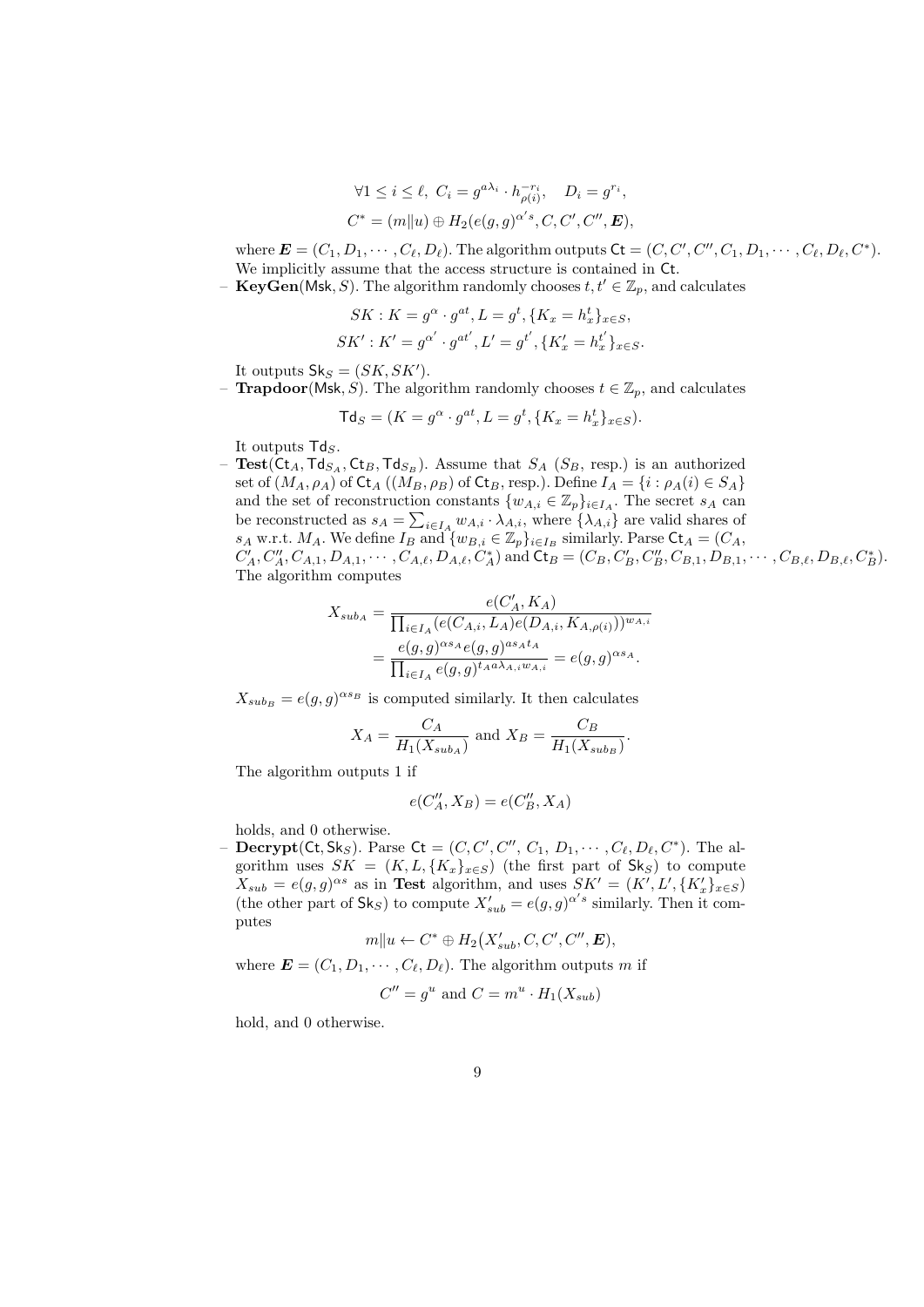$$\forall 1 \le i \le \ell,\ C_i = g^{a\lambda_i} \cdot h_{\rho(i)}^{-r_i}, \quad D_i = g^{r_i},$$

$$C^* = (m\|u) \oplus H_2(e(g,g)^{\alpha' s}, C, C', C'', \boldsymbol{E}),$$

where $\boldsymbol{E} = (C_1, D_1, \cdots, C_\ell, D_\ell)$. The algorithm outputs $\mathsf{Ct} = (C, C', C'', C_1, D_1, \cdots, C_\ell, D_\ell, C^*)$. We implicitly assume that the access structure is contained in $\mathsf{Ct}$.

– **KeyGen**($\mathsf{Msk}, S$). The algorithm randomly chooses $t, t' \in \mathbb{Z}_p$, and calculates

$$SK : K = g^{\alpha} \cdot g^{at}, L = g^t, \{K_x = h_x^t\}_{x \in S},$$

$$SK' : K' = g^{\alpha'} \cdot g^{at'}, L' = g^{t'}, \{K'_x = h_x^{t'}\}_{x \in S}.$$

It outputs $\mathsf{Sk}_S = (SK, SK')$.

– **Trapdoor**($\mathsf{Msk}, S$). The algorithm randomly chooses $t \in \mathbb{Z}_p$, and calculates

$$\mathsf{Td}_S = (K = g^{\alpha} \cdot g^{at}, L = g^t, \{K_x = h_x^t\}_{x \in S}).$$

It outputs $\mathsf{Td}_S$.

– **Test**($\mathsf{Ct}_A, \mathsf{Td}_{S_A}, \mathsf{Ct}_B, \mathsf{Td}_{S_B}$). Assume that $S_A$ ($S_B$, resp.) is an authorized set of $(M_A, \rho_A)$ of $\mathsf{Ct}_A$ ($(M_B, \rho_B)$ of $\mathsf{Ct}_B$, resp.). Define $I_A = \{i : \rho_A(i) \in S_A\}$ and the set of reconstruction constants $\{w_{A,i} \in \mathbb{Z}_p\}_{i \in I_A}$. The secret $s_A$ can be reconstructed as $s_A = \sum_{i \in I_A} w_{A,i} \cdot \lambda_{A,i}$, where $\{\lambda_{A,i}\}$ are valid shares of $s_A$ w.r.t. $M_A$. We define $I_B$ and $\{w_{B,i} \in \mathbb{Z}_p\}_{i \in I_B}$ similarly. Parse $\mathsf{Ct}_A = (C_A, C'_A, C''_A, C_{A,1}, D_{A,1}, \cdots, C_{A,\ell}, D_{A,\ell}, C^*_A)$ and $\mathsf{Ct}_B = (C_B, C'_B, C''_B, C_{B,1}, D_{B,1}, \cdots, C_{B,\ell}, D_{B,\ell}, C^*_B)$. The algorithm computes

$$X_{sub_A} = \frac{e(C'_A, K_A)}{\prod_{i \in I_A} (e(C_{A,i}, L_A) e(D_{A,i}, K_{A,\rho(i)}))^{w_{A,i}}}$$

$$= \frac{e(g,g)^{\alpha s_A} e(g,g)^{a s_A t_A}}{\prod_{i \in I_A} e(g,g)^{t_A a \lambda_{A,i} w_{A,i}}} = e(g,g)^{\alpha s_A}.$$

$X_{sub_B} = e(g,g)^{\alpha s_B}$ is computed similarly. It then calculates

$$X_A = \frac{C_A}{H_1(X_{sub_A})} \text{ and } X_B = \frac{C_B}{H_1(X_{sub_B})}.$$

The algorithm outputs 1 if

$$e(C''_A, X_B) = e(C''_B, X_A)$$

holds, and 0 otherwise.

– **Decrypt**($\mathsf{Ct}, \mathsf{Sk}_S$). Parse $\mathsf{Ct} = (C, C', C'', C_1, D_1, \cdots, C_\ell, D_\ell, C^*)$. The algorithm uses $SK = (K, L, \{K_x\}_{x \in S})$ (the first part of $\mathsf{Sk}_S$) to compute $X_{sub} = e(g,g)^{\alpha s}$ as in **Test** algorithm, and uses $SK' = (K', L', \{K'_x\}_{x \in S})$ (the other part of $\mathsf{Sk}_S$) to compute $X'_{sub} = e(g,g)^{\alpha' s}$ similarly. Then it computes

$$m\|u \leftarrow C^* \oplus H_2\big(X'_{sub}, C, C', C'', \boldsymbol{E}\big),$$

where $\boldsymbol{E} = (C_1, D_1, \cdots, C_\ell, D_\ell)$. The algorithm outputs $m$ if

$$C'' = g^u \text{ and } C = m^u \cdot H_1(X_{sub})$$

hold, and 0 otherwise.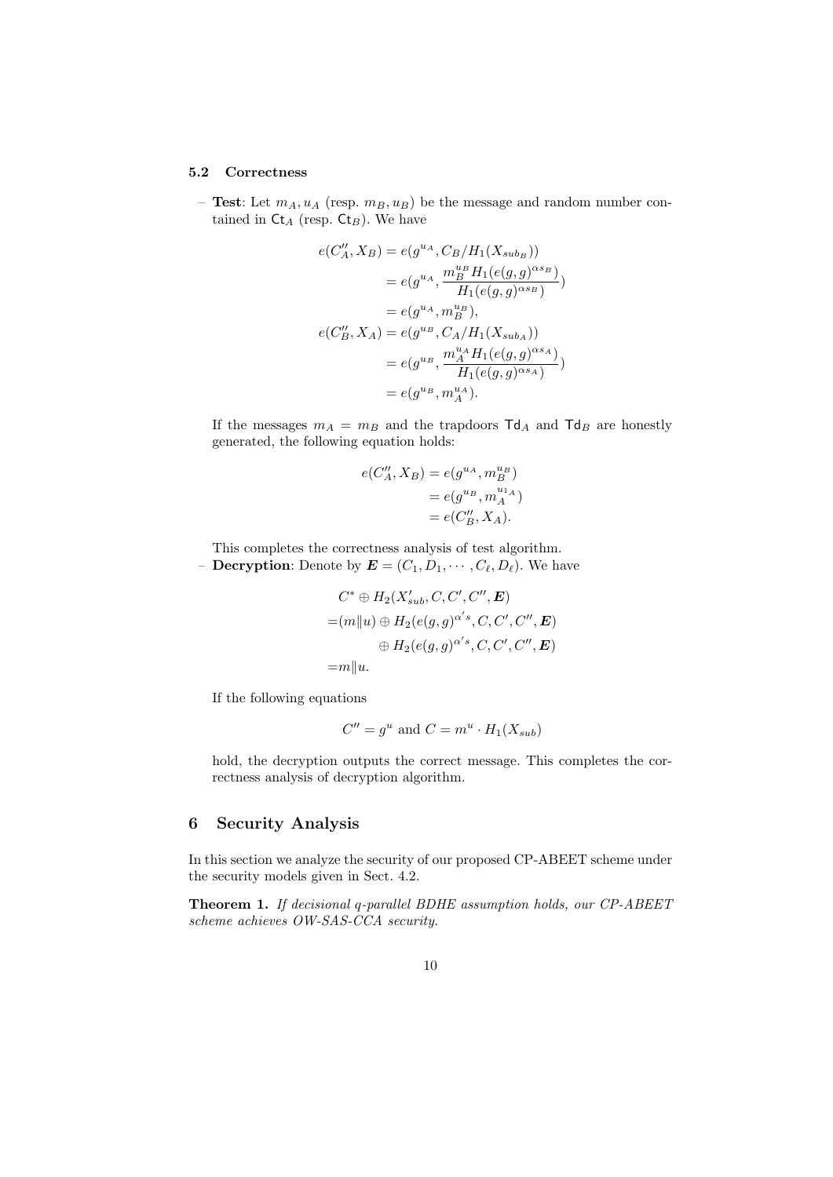### 5.2 Correctness

- **Test**: Let $m_A, u_A$ (resp. $m_B, u_B$) be the message and random number contained in $\mathsf{Ct}_A$ (resp. $\mathsf{Ct}_B$). We have

$$
\begin{aligned}
e(C''_A, X_B) &= e(g^{u_A}, C_B/H_1(X_{sub_B})) \\
&= e(g^{u_A}, \frac{m_B^{u_B} H_1(e(g,g)^{\alpha s_B})}{H_1(e(g,g)^{\alpha s_B})}) \\
&= e(g^{u_A}, m_B^{u_B}), \\
e(C''_B, X_A) &= e(g^{u_B}, C_A/H_1(X_{sub_A})) \\
&= e(g^{u_B}, \frac{m_A^{u_A} H_1(e(g,g)^{\alpha s_A})}{H_1(e(g,g)^{\alpha s_A})}) \\
&= e(g^{u_B}, m_A^{u_A}).
\end{aligned}
$$

If the messages $m_A = m_B$ and the trapdoors $\mathsf{Td}_A$ and $\mathsf{Td}_B$ are honestly generated, the following equation holds:

$$
\begin{aligned}
e(C''_A, X_B) &= e(g^{u_A}, m_B^{u_B}) \\
&= e(g^{u_B}, m_A^{u_{1_A}}) \\
&= e(C''_B, X_A).
\end{aligned}
$$

This completes the correctness analysis of test algorithm.

- **Decryption**: Denote by $\boldsymbol{E} = (C_1, D_1, \cdots, C_\ell, D_\ell)$. We have

$$
\begin{aligned}
& C^* \oplus H_2(X'_{sub}, C, C', C'', \boldsymbol{E}) \\
=& (m\|u) \oplus H_2(e(g,g)^{\alpha' s}, C, C', C'', \boldsymbol{E}) \\
& \quad \oplus H_2(e(g,g)^{\alpha' s}, C, C', C'', \boldsymbol{E}) \\
=& m\|u.
\end{aligned}
$$

If the following equations

$$
C'' = g^u \text{ and } C = m^u \cdot H_1(X_{sub})
$$

hold, the decryption outputs the correct message. This completes the correctness analysis of decryption algorithm.

## 6 Security Analysis

In this section we analyze the security of our proposed CP-ABEET scheme under the security models given in Sect. 4.2.

**Theorem 1.** *If decisional q-parallel BDHE assumption holds, our CP-ABEET scheme achieves OW-SAS-CCA security.*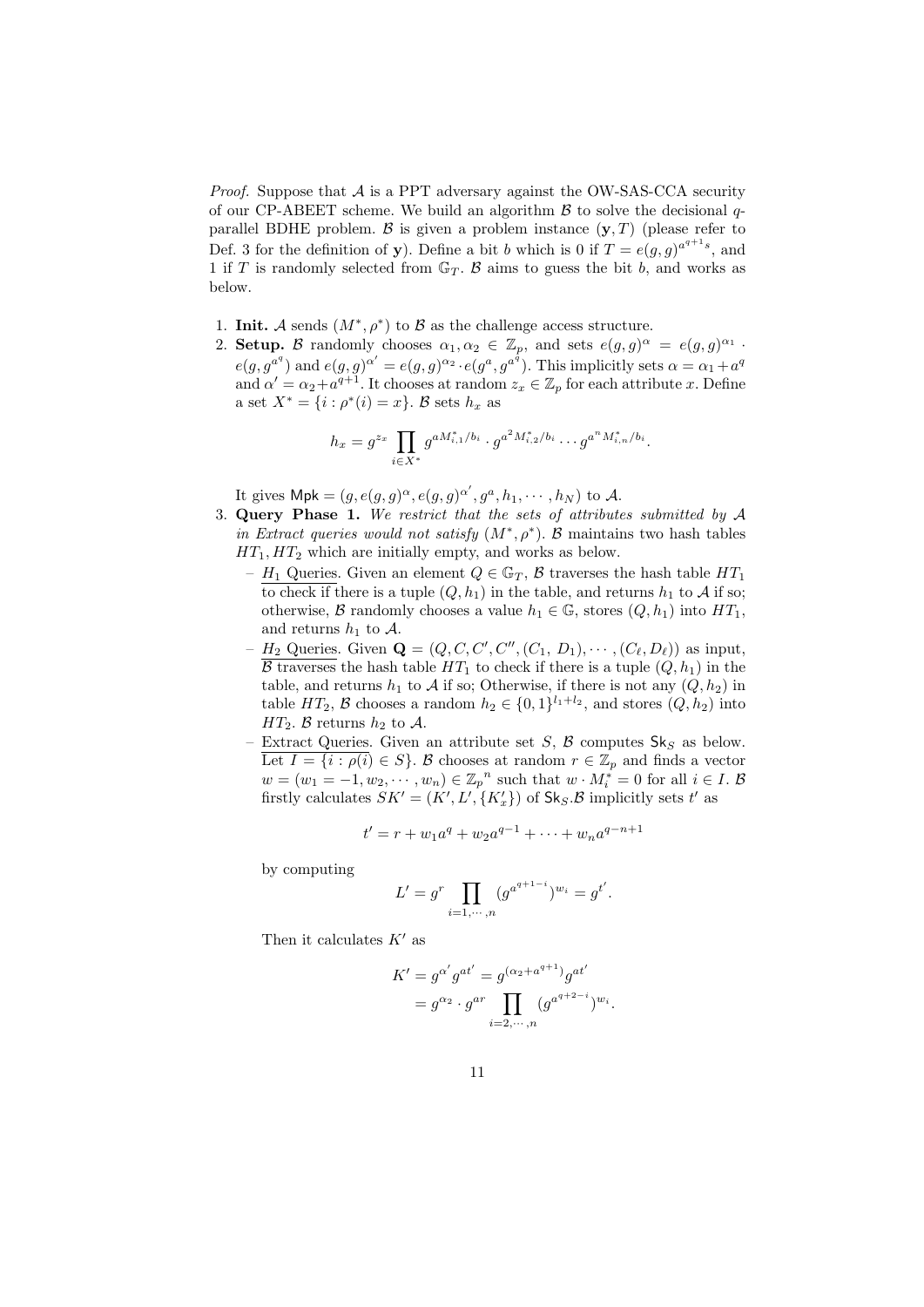*Proof.* Suppose that $\mathcal{A}$ is a PPT adversary against the OW-SAS-CCA security of our CP-ABEET scheme. We build an algorithm $\mathcal{B}$ to solve the decisional $q$-parallel BDHE problem. $\mathcal{B}$ is given a problem instance $(\mathbf{y}, T)$ (please refer to Def. 3 for the definition of $\mathbf{y}$). Define a bit $b$ which is 0 if $T = e(g,g)^{a^{q+1}s}$, and 1 if $T$ is randomly selected from $\mathbb{G}_T$. $\mathcal{B}$ aims to guess the bit $b$, and works as below.

1. **Init.** $\mathcal{A}$ sends $(M^*, \rho^*)$ to $\mathcal{B}$ as the challenge access structure.
2. **Setup.** $\mathcal{B}$ randomly chooses $\alpha_1, \alpha_2 \in \mathbb{Z}_p$, and sets $e(g,g)^{\alpha} = e(g,g)^{\alpha_1} \cdot e(g, g^{a^q})$ and $e(g,g)^{\alpha'} = e(g,g)^{\alpha_2} \cdot e(g^a, g^{a^q})$. This implicitly sets $\alpha = \alpha_1 + a^q$ and $\alpha' = \alpha_2 + a^{q+1}$. It chooses at random $z_x \in \mathbb{Z}_p$ for each attribute $x$. Define a set $X^* = \{i : \rho^*(i) = x\}$. $\mathcal{B}$ sets $h_x$ as
$$h_x = g^{z_x} \prod_{i \in X^*} g^{aM^*_{i,1}/b_i} \cdot g^{a^2 M^*_{i,2}/b_i} \cdots g^{a^n M^*_{i,n}/b_i}.$$
It gives $\mathsf{Mpk} = (g, e(g,g)^{\alpha}, e(g,g)^{\alpha'}, g^a, h_1, \cdots, h_N)$ to $\mathcal{A}$.
3. **Query Phase 1.** *We restrict that the sets of attributes submitted by $\mathcal{A}$ in Extract queries would not satisfy $(M^*, \rho^*)$.* $\mathcal{B}$ maintains two hash tables $HT_1, HT_2$ which are initially empty, and works as below.
   - $H_1$ Queries. Given an element $Q \in \mathbb{G}_T$, $\mathcal{B}$ traverses the hash table $HT_1$ to check if there is a tuple $(Q, h_1)$ in the table, and returns $h_1$ to $\mathcal{A}$ if so; otherwise, $\mathcal{B}$ randomly chooses a value $h_1 \in \mathbb{G}$, stores $(Q, h_1)$ into $HT_1$, and returns $h_1$ to $\mathcal{A}$.
   - $H_2$ Queries. Given $\mathbf{Q} = (Q, C, C', C'', (C_1, D_1), \cdots, (C_\ell, D_\ell))$ as input, $\mathcal{B}$ traverses the hash table $HT_1$ to check if there is a tuple $(Q, h_1)$ in the table, and returns $h_1$ to $\mathcal{A}$ if so; Otherwise, if there is not any $(Q, h_2)$ in table $HT_2$, $\mathcal{B}$ chooses a random $h_2 \in \{0,1\}^{l_1 + l_2}$, and stores $(Q, h_2)$ into $HT_2$. $\mathcal{B}$ returns $h_2$ to $\mathcal{A}$.
   - Extract Queries. Given an attribute set $S$, $\mathcal{B}$ computes $\mathsf{Sk}_S$ as below. Let $I = \{i : \rho(i) \in S\}$. $\mathcal{B}$ chooses at random $r \in \mathbb{Z}_p$ and finds a vector $w = (w_1 = -1, w_2, \cdots, w_n) \in \mathbb{Z}_p{}^n$ such that $w \cdot M^*_i = 0$ for all $i \in I$. $\mathcal{B}$ firstly calculates $SK' = (K', L', \{K'_x\})$ of $\mathsf{Sk}_S$. $\mathcal{B}$ implicitly sets $t'$ as
$$t' = r + w_1 a^q + w_2 a^{q-1} + \cdots + w_n a^{q-n+1}$$
by computing
$$L' = g^r \prod_{i=1,\cdots,n} (g^{a^{q+1-i}})^{w_i} = g^{t'}.$$
Then it calculates $K'$ as
$$\begin{aligned} K' &= g^{\alpha'} g^{at'} = g^{(\alpha_2 + a^{q+1})} g^{at'} \\ &= g^{\alpha_2} \cdot g^{ar} \prod_{i=2,\cdots,n} (g^{a^{q+2-i}})^{w_i}. \end{aligned}$$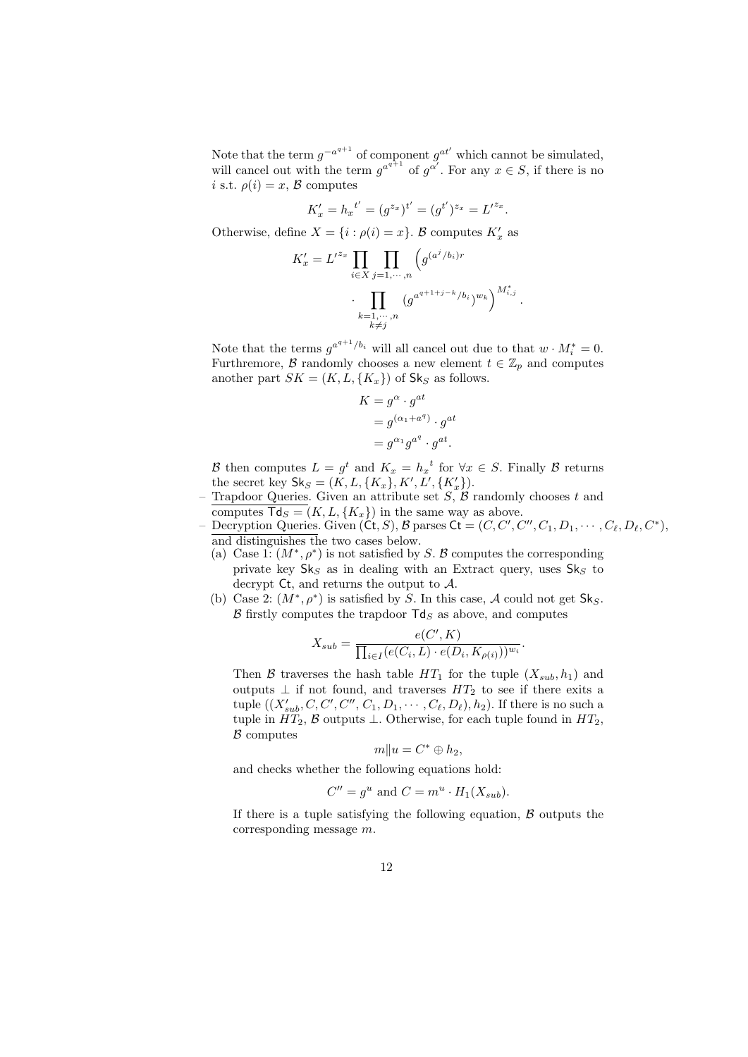Note that the term $g^{-a^{q+1}}$ of component $g^{at'}$ which cannot be simulated, will cancel out with the term $g^{a^{q+1}}$ of $g^{\alpha'}$. For any $x \in S$, if there is no $i$ s.t. $\rho(i) = x$, $\mathcal{B}$ computes

$$K'_x = {h_x}^{t'} = (g^{z_x})^{t'} = (g^{t'})^{z_x} = L'^{z_x}.$$

Otherwise, define $X = \{i : \rho(i) = x\}$. $\mathcal{B}$ computes $K'_x$ as

$$K'_x = L'^{z_x} \prod_{i \in X} \prod_{j=1,\cdots,n} \Big( g^{(a^j/b_i)r} \cdot \prod_{\substack{k=1,\cdots,n \\ k \neq j}} (g^{a^{q+1+j-k}/b_i})^{w_k} \Big)^{M^*_{i,j}}.$$

Note that the terms $g^{a^{q+1}/b_i}$ will all cancel out due to that $w \cdot M^*_i = 0$. Furthremore, $\mathcal{B}$ randomly chooses a new element $t \in \mathbb{Z}_p$ and computes another part $SK = (K, L, \{K_x\})$ of $\mathsf{Sk}_S$ as follows.

$$\begin{aligned} K &= g^{\alpha} \cdot g^{at} \\ &= g^{(\alpha_1 + a^q)} \cdot g^{at} \\ &= g^{\alpha_1} g^{a^q} \cdot g^{at}. \end{aligned}$$

$\mathcal{B}$ then computes $L = g^t$ and $K_x = {h_x}^t$ for $\forall x \in S$. Finally $\mathcal{B}$ returns the secret key $\mathsf{Sk}_S = (K, L, \{K_x\}, K', L', \{K'_x\})$.

- Trapdoor Queries. Given an attribute set $S$, $\mathcal{B}$ randomly chooses $t$ and computes $\mathsf{Td}_S = (K, L, \{K_x\})$ in the same way as above.
- Decryption Queries. Given $(\mathsf{Ct}, S)$, $\mathcal{B}$ parses $\mathsf{Ct} = (C, C', C'', C_1, D_1, \cdots, C_\ell, D_\ell, C^*)$, and distinguishes the two cases below.
  (a) Case 1: $(M^*, \rho^*)$ is not satisfied by $S$. $\mathcal{B}$ computes the corresponding private key $\mathsf{Sk}_S$ as in dealing with an Extract query, uses $\mathsf{Sk}_S$ to decrypt $\mathsf{Ct}$, and returns the output to $\mathcal{A}$.
  (b) Case 2: $(M^*, \rho^*)$ is satisfied by $S$. In this case, $\mathcal{A}$ could not get $\mathsf{Sk}_S$. $\mathcal{B}$ firstly computes the trapdoor $\mathsf{Td}_S$ as above, and computes

$$X_{sub} = \frac{e(C', K)}{\prod_{i \in I} (e(C_i, L) \cdot e(D_i, K_{\rho(i)}))^{w_i}}.$$

  Then $\mathcal{B}$ traverses the hash table $HT_1$ for the tuple $(X_{sub}, h_1)$ and outputs $\perp$ if not found, and traverses $HT_2$ to see if there exits a tuple $((X'_{sub}, C, C', C'', C_1, D_1, \cdots, C_\ell, D_\ell), h_2)$. If there is no such a tuple in $HT_2$, $\mathcal{B}$ outputs $\perp$. Otherwise, for each tuple found in $HT_2$, $\mathcal{B}$ computes

$$m \| u = C^* \oplus h_2,$$

  and checks whether the following equations hold:

$$C'' = g^u \text{ and } C = m^u \cdot H_1(X_{sub}).$$

  If there is a tuple satisfying the following equation, $\mathcal{B}$ outputs the corresponding message $m$.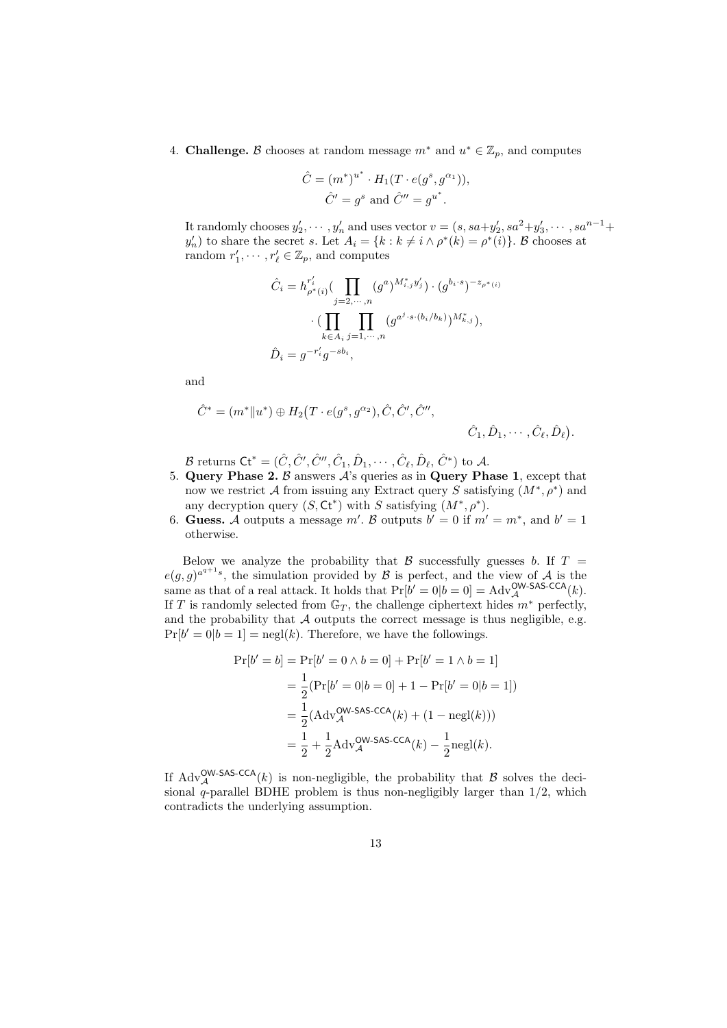4. **Challenge.** $\mathcal{B}$ chooses at random message $m^*$ and $u^* \in \mathbb{Z}_p$, and computes

$$\hat{C} = (m^*)^{u^*} \cdot H_1(T \cdot e(g^s, g^{\alpha_1})),$$
$$\hat{C}' = g^s \text{ and } \hat{C}'' = g^{u^*}.$$

It randomly chooses $y'_2, \cdots, y'_n$ and uses vector $v = (s, sa + y'_2, sa^2 + y'_3, \cdots, sa^{n-1} + y'_n)$ to share the secret $s$. Let $A_i = \{k : k \neq i \wedge \rho^*(k) = \rho^*(i)\}$. $\mathcal{B}$ chooses at random $r'_1, \cdots, r'_\ell \in \mathbb{Z}_p$, and computes

$$\hat{C}_i = h_{\rho^*(i)}^{r'_i} \Big( \prod_{j=2,\cdots,n} (g^a)^{M^*_{i,j} y'_j} \Big) \cdot (g^{b_i \cdot s})^{-z_{\rho^*(i)}}$$
$$\cdot \Big( \prod_{k \in A_i} \prod_{j=1,\cdots,n} (g^{a^j \cdot s \cdot (b_i/b_k)})^{M^*_{k,j}} \Big),$$
$$\hat{D}_i = g^{-r'_i} g^{-s b_i},$$

and

$$\hat{C}^* = (m^* \| u^*) \oplus H_2\big(T \cdot e(g^s, g^{\alpha_2}), \hat{C}, \hat{C}', \hat{C}'', \hat{C}_1, \hat{D}_1, \cdots, \hat{C}_\ell, \hat{D}_\ell\big).$$

$\mathcal{B}$ returns $\mathsf{Ct}^* = (\hat{C}, \hat{C}', \hat{C}'', \hat{C}_1, \hat{D}_1, \cdots, \hat{C}_\ell, \hat{D}_\ell, \hat{C}^*)$ to $\mathcal{A}$.

5. **Query Phase 2.** $\mathcal{B}$ answers $\mathcal{A}$'s queries as in **Query Phase 1**, except that now we restrict $\mathcal{A}$ from issuing any Extract query $S$ satisfying $(M^*, \rho^*)$ and any decryption query $(S, \mathsf{Ct}^*)$ with $S$ satisfying $(M^*, \rho^*)$.
6. **Guess.** $\mathcal{A}$ outputs a message $m'$. $\mathcal{B}$ outputs $b' = 0$ if $m' = m^*$, and $b' = 1$ otherwise.

Below we analyze the probability that $\mathcal{B}$ successfully guesses $b$. If $T = e(g, g)^{a^{q+1}s}$, the simulation provided by $\mathcal{B}$ is perfect, and the view of $\mathcal{A}$ is the same as that of a real attack. It holds that $\Pr[b' = 0 | b = 0] = \mathrm{Adv}_{\mathcal{A}}^{\mathsf{OW\text{-}SAS\text{-}CCA}}(k)$. If $T$ is randomly selected from $\mathbb{G}_T$, the challenge ciphertext hides $m^*$ perfectly, and the probability that $\mathcal{A}$ outputs the correct message is thus negligible, e.g. $\Pr[b' = 0 | b = 1] = \mathrm{negl}(k)$. Therefore, we have the followings.

$$\begin{aligned}
\Pr[b' = b] &= \Pr[b' = 0 \wedge b = 0] + \Pr[b' = 1 \wedge b = 1] \\
&= \frac{1}{2}(\Pr[b' = 0 | b = 0] + 1 - \Pr[b' = 0 | b = 1]) \\
&= \frac{1}{2}(\mathrm{Adv}_{\mathcal{A}}^{\mathsf{OW\text{-}SAS\text{-}CCA}}(k) + (1 - \mathrm{negl}(k))) \\
&= \frac{1}{2} + \frac{1}{2}\mathrm{Adv}_{\mathcal{A}}^{\mathsf{OW\text{-}SAS\text{-}CCA}}(k) - \frac{1}{2}\mathrm{negl}(k).
\end{aligned}$$

If $\mathrm{Adv}_{\mathcal{A}}^{\mathsf{OW\text{-}SAS\text{-}CCA}}(k)$ is non-negligible, the probability that $\mathcal{B}$ solves the decisional $q$-parallel BDHE problem is thus non-negligibly larger than $1/2$, which contradicts the underlying assumption.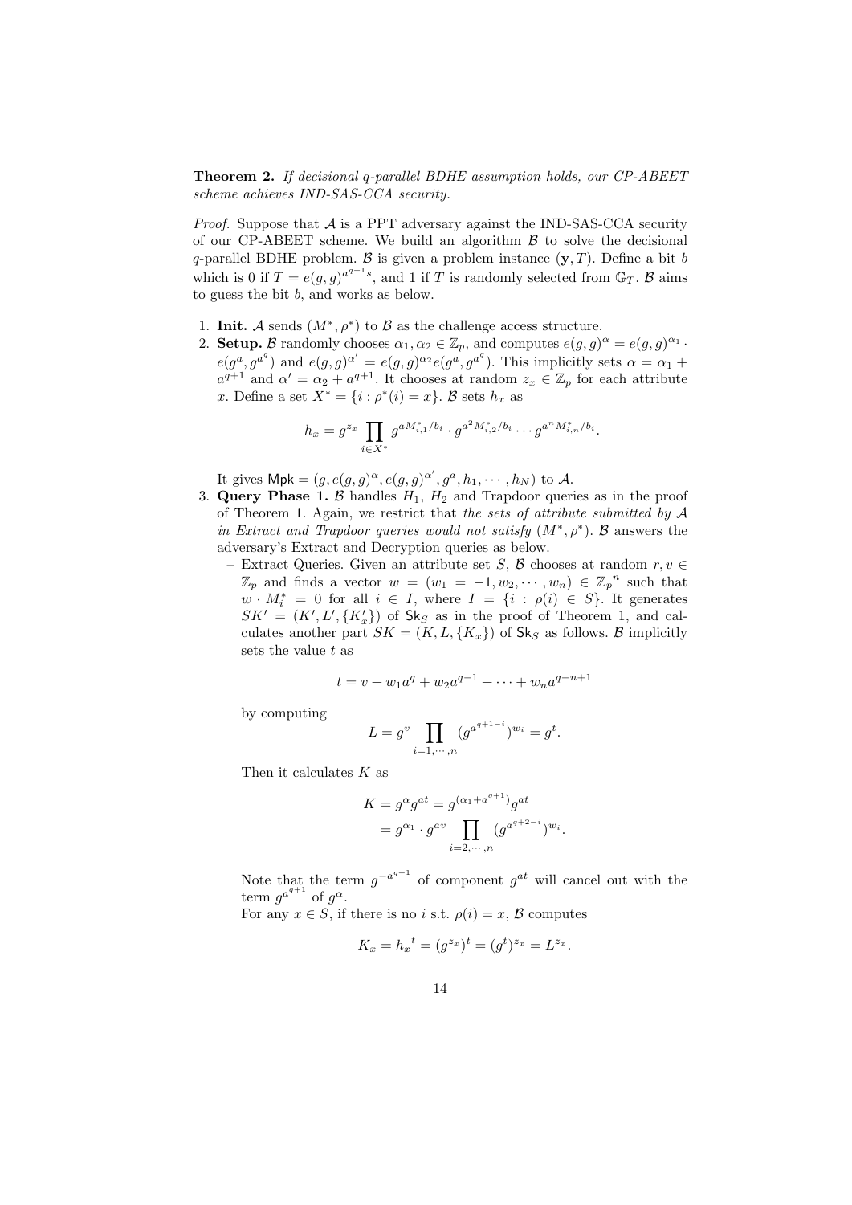**Theorem 2.** *If decisional q-parallel BDHE assumption holds, our CP-ABEET scheme achieves IND-SAS-CCA security.*

*Proof.* Suppose that $\mathcal{A}$ is a PPT adversary against the IND-SAS-CCA security of our CP-ABEET scheme. We build an algorithm $\mathcal{B}$ to solve the decisional $q$-parallel BDHE problem. $\mathcal{B}$ is given a problem instance $(\mathbf{y}, T)$. Define a bit $b$ which is 0 if $T = e(g,g)^{a^{q+1}s}$, and 1 if $T$ is randomly selected from $\mathbb{G}_T$. $\mathcal{B}$ aims to guess the bit $b$, and works as below.

1. **Init.** $\mathcal{A}$ sends $(M^*, \rho^*)$ to $\mathcal{B}$ as the challenge access structure.
2. **Setup.** $\mathcal{B}$ randomly chooses $\alpha_1, \alpha_2 \in \mathbb{Z}_p$, and computes $e(g,g)^{\alpha} = e(g,g)^{\alpha_1} \cdot e(g^a, g^{a^q})$ and $e(g,g)^{\alpha'} = e(g,g)^{\alpha_2} e(g^a, g^{a^q})$. This implicitly sets $\alpha = \alpha_1 + a^{q+1}$ and $\alpha' = \alpha_2 + a^{q+1}$. It chooses at random $z_x \in \mathbb{Z}_p$ for each attribute $x$. Define a set $X^* = \{i : \rho^*(i) = x\}$. $\mathcal{B}$ sets $h_x$ as
$$h_x = g^{z_x} \prod_{i \in X^*} g^{aM^*_{i,1}/b_i} \cdot g^{a^2 M^*_{i,2}/b_i} \cdots g^{a^n M^*_{i,n}/b_i}.$$
It gives $\mathsf{Mpk} = (g, e(g,g)^{\alpha}, e(g,g)^{\alpha'}, g^a, h_1, \cdots, h_N)$ to $\mathcal{A}$.
3. **Query Phase 1.** $\mathcal{B}$ handles $H_1$, $H_2$ and Trapdoor queries as in the proof of Theorem 1. Again, we restrict that *the sets of attribute submitted by $\mathcal{A}$ in Extract and Trapdoor queries would not satisfy* $(M^*, \rho^*)$. $\mathcal{B}$ answers the adversary's Extract and Decryption queries as below.
   - Extract Queries. Given an attribute set $S$, $\mathcal{B}$ chooses at random $r, v \in \mathbb{Z}_p$ and finds a vector $w = (w_1 = -1, w_2, \cdots, w_n) \in \mathbb{Z}_p{}^n$ such that $w \cdot M^*_i = 0$ for all $i \in I$, where $I = \{i : \rho(i) \in S\}$. It generates $SK' = (K', L', \{K'_x\})$ of $\mathsf{Sk}_S$ as in the proof of Theorem 1, and calculates another part $SK = (K, L, \{K_x\})$ of $\mathsf{Sk}_S$ as follows. $\mathcal{B}$ implicitly sets the value $t$ as
   $$t = v + w_1 a^q + w_2 a^{q-1} + \cdots + w_n a^{q-n+1}$$
   by computing
   $$L = g^v \prod_{i=1,\cdots,n} (g^{a^{q+1-i}})^{w_i} = g^t.$$
   Then it calculates $K$ as
   $$\begin{aligned} K &= g^{\alpha} g^{at} = g^{(\alpha_1 + a^{q+1})} g^{at} \\ &= g^{\alpha_1} \cdot g^{av} \prod_{i=2,\cdots,n} (g^{a^{q+2-i}})^{w_i}. \end{aligned}$$
   Note that the term $g^{-a^{q+1}}$ of component $g^{at}$ will cancel out with the term $g^{a^{q+1}}$ of $g^{\alpha}$.
   For any $x \in S$, if there is no $i$ s.t. $\rho(i) = x$, $\mathcal{B}$ computes
   $$K_x = {h_x}^t = (g^{z_x})^t = (g^t)^{z_x} = L^{z_x}.$$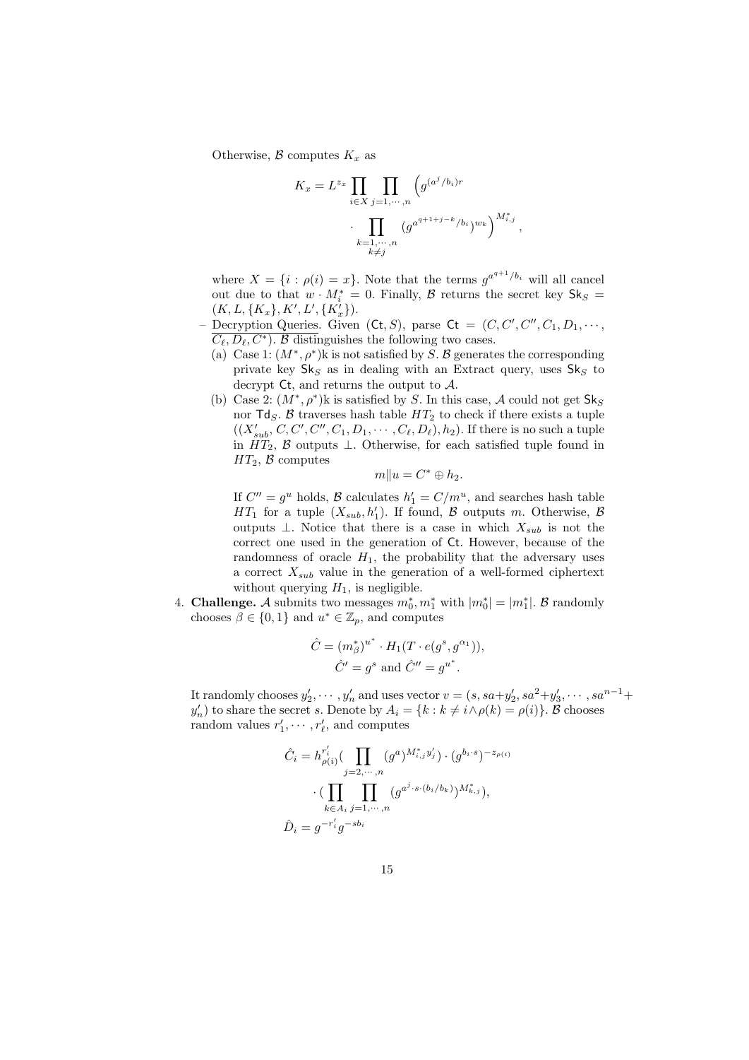Otherwise, $\mathcal{B}$ computes $K_x$ as

$$K_x = L^{z_x} \prod_{i \in X} \prod_{j=1,\cdots,n} \Big( g^{(a^j/b_i)r} \cdot \prod_{\substack{k=1,\cdots,n \\ k \neq j}} (g^{a^{q+1+j-k}/b_i})^{w_k} \Big)^{M^*_{i,j}},$$

where $X = \{i : \rho(i) = x\}$. Note that the terms $g^{a^{q+1}/b_i}$ will all cancel out due to that $w \cdot M^*_i = 0$. Finally, $\mathcal{B}$ returns the secret key $\mathsf{Sk}_S = (K, L, \{K_x\}, K', L', \{K'_x\})$.

– Decryption Queries. Given $(\mathsf{Ct}, S)$, parse $\mathsf{Ct} = (C, C', C'', C_1, D_1, \cdots, C_\ell, D_\ell, C^*)$. $\mathcal{B}$ distinguishes the following two cases.
  (a) Case 1: $(M^*, \rho^*)$k is not satisfied by $S$. $\mathcal{B}$ generates the corresponding private key $\mathsf{Sk}_S$ as in dealing with an Extract query, uses $\mathsf{Sk}_S$ to decrypt $\mathsf{Ct}$, and returns the output to $\mathcal{A}$.
  (b) Case 2: $(M^*, \rho^*)$k is satisfied by $S$. In this case, $\mathcal{A}$ could not get $\mathsf{Sk}_S$ nor $\mathsf{Td}_S$. $\mathcal{B}$ traverses hash table $HT_2$ to check if there exists a tuple $((X'_{sub}, C, C', C'', C_1, D_1, \cdots, C_\ell, D_\ell), h_2)$. If there is no such a tuple in $HT_2$, $\mathcal{B}$ outputs $\perp$. Otherwise, for each satisfied tuple found in $HT_2$, $\mathcal{B}$ computes

$$m \| u = C^* \oplus h_2.$$

  If $C'' = g^u$ holds, $\mathcal{B}$ calculates $h'_1 = C/m^u$, and searches hash table $HT_1$ for a tuple $(X_{sub}, h'_1)$. If found, $\mathcal{B}$ outputs $m$. Otherwise, $\mathcal{B}$ outputs $\perp$. Notice that there is a case in which $X_{sub}$ is not the correct one used in the generation of $\mathsf{Ct}$. However, because of the randomness of oracle $H_1$, the probability that the adversary uses a correct $X_{sub}$ value in the generation of a well-formed ciphertext without querying $H_1$, is negligible.

4. **Challenge.** $\mathcal{A}$ submits two messages $m^*_0, m^*_1$ with $|m^*_0| = |m^*_1|$. $\mathcal{B}$ randomly chooses $\beta \in \{0, 1\}$ and $u^* \in \mathbb{Z}_p$, and computes

$$\hat{C} = (m^*_\beta)^{u^*} \cdot H_1(T \cdot e(g^s, g^{\alpha_1})),$$
$$\hat{C}' = g^s \text{ and } \hat{C}'' = g^{u^*}.$$

It randomly chooses $y'_2, \cdots, y'_n$ and uses vector $v = (s, sa+y'_2, sa^2+y'_3, \cdots, sa^{n-1}+y'_n)$ to share the secret $s$. Denote by $A_i = \{k : k \neq i \wedge \rho(k) = \rho(i)\}$. $\mathcal{B}$ chooses random values $r'_1, \cdots, r'_\ell$, and computes

$$\hat{C}_i = h^{r'_i}_{\rho(i)} \Big( \prod_{j=2,\cdots,n} (g^a)^{M^*_{i,j} y'_j} \Big) \cdot (g^{b_i \cdot s})^{-z_{\rho(i)}} \cdot \Big( \prod_{k \in A_i} \prod_{j=1,\cdots,n} (g^{a^j \cdot s \cdot (b_i/b_k)})^{M^*_{k,j}} \Big),$$

$$\hat{D}_i = g^{-r'_i} g^{-sb_i}$$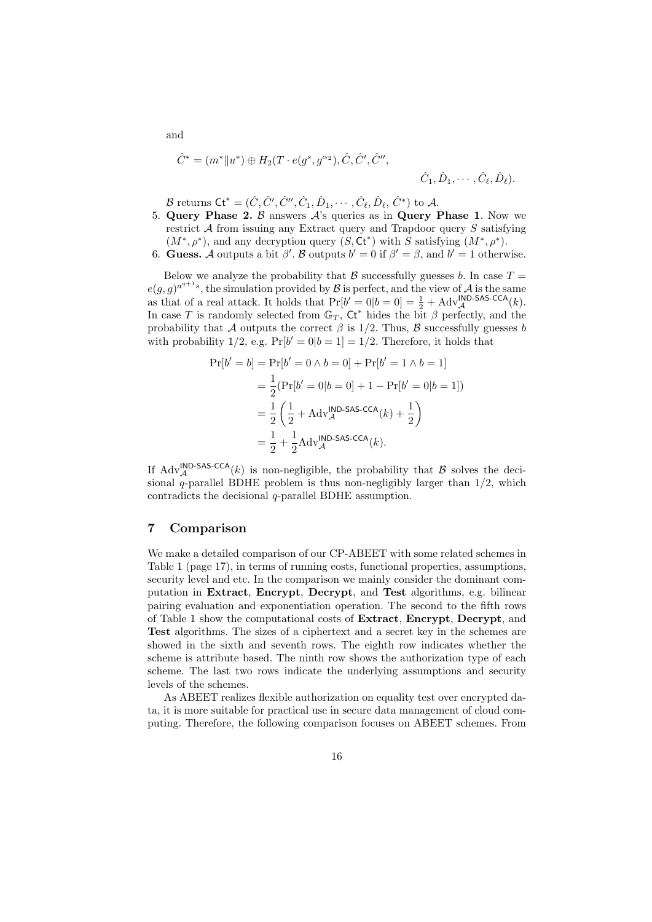and

$$\hat{C}^* = (m^* \| u^*) \oplus H_2(T \cdot e(g^s, g^{\alpha_2}), \hat{C}, \hat{C}', \hat{C}'', \hat{C}_1, \hat{D}_1, \cdots, \hat{C}_\ell, \hat{D}_\ell).$$

$\mathcal{B}$ returns $\mathsf{Ct}^* = (\hat{C}, \hat{C}', \hat{C}'', \hat{C}_1, \hat{D}_1, \cdots, \hat{C}_\ell, \hat{D}_\ell, \hat{C}^*)$ to $\mathcal{A}$.

5. **Query Phase 2.** $\mathcal{B}$ answers $\mathcal{A}$'s queries as in **Query Phase 1**. Now we restrict $\mathcal{A}$ from issuing any Extract query and Trapdoor query $S$ satisfying $(M^*, \rho^*)$, and any decryption query $(S, \mathsf{Ct}^*)$ with $S$ satisfying $(M^*, \rho^*)$.
6. **Guess.** $\mathcal{A}$ outputs a bit $\beta'$. $\mathcal{B}$ outputs $b' = 0$ if $\beta' = \beta$, and $b' = 1$ otherwise.

Below we analyze the probability that $\mathcal{B}$ successfully guesses $b$. In case $T = e(g, g)^{a^{q+1}s}$, the simulation provided by $\mathcal{B}$ is perfect, and the view of $\mathcal{A}$ is the same as that of a real attack. It holds that $\Pr[b' = 0 | b = 0] = \frac{1}{2} + \mathrm{Adv}_{\mathcal{A}}^{\mathsf{IND\text{-}SAS\text{-}CCA}}(k)$. In case $T$ is randomly selected from $\mathbb{G}_T$, $\mathsf{Ct}^*$ hides the bit $\beta$ perfectly, and the probability that $\mathcal{A}$ outputs the correct $\beta$ is $1/2$. Thus, $\mathcal{B}$ successfully guesses $b$ with probability $1/2$, e.g. $\Pr[b' = 0 | b = 1] = 1/2$. Therefore, it holds that

$$\begin{aligned}
\Pr[b' = b] &= \Pr[b' = 0 \wedge b = 0] + \Pr[b' = 1 \wedge b = 1] \\
&= \frac{1}{2}(\Pr[b' = 0 | b = 0] + 1 - \Pr[b' = 0 | b = 1]) \\
&= \frac{1}{2}\left(\frac{1}{2} + \mathrm{Adv}_{\mathcal{A}}^{\mathsf{IND\text{-}SAS\text{-}CCA}}(k) + \frac{1}{2}\right) \\
&= \frac{1}{2} + \frac{1}{2}\mathrm{Adv}_{\mathcal{A}}^{\mathsf{IND\text{-}SAS\text{-}CCA}}(k).
\end{aligned}$$

If $\mathrm{Adv}_{\mathcal{A}}^{\mathsf{IND\text{-}SAS\text{-}CCA}}(k)$ is non-negligible, the probability that $\mathcal{B}$ solves the decisional $q$-parallel BDHE problem is thus non-negligibly larger than $1/2$, which contradicts the decisional $q$-parallel BDHE assumption.

## 7 Comparison

We make a detailed comparison of our CP-ABEET with some related schemes in Table 1 (page 17), in terms of running costs, functional properties, assumptions, security level and etc. In the comparison we mainly consider the dominant computation in **Extract**, **Encrypt**, **Decrypt**, and **Test** algorithms, e.g. bilinear pairing evaluation and exponentiation operation. The second to the fifth rows of Table 1 show the computational costs of **Extract**, **Encrypt**, **Decrypt**, and **Test** algorithms. The sizes of a ciphertext and a secret key in the schemes are showed in the sixth and seventh rows. The eighth row indicates whether the scheme is attribute based. The ninth row shows the authorization type of each scheme. The last two rows indicate the underlying assumptions and security levels of the schemes.

As ABEET realizes flexible authorization on equality test over encrypted data, it is more suitable for practical use in secure data management of cloud computing. Therefore, the following comparison focuses on ABEET schemes. From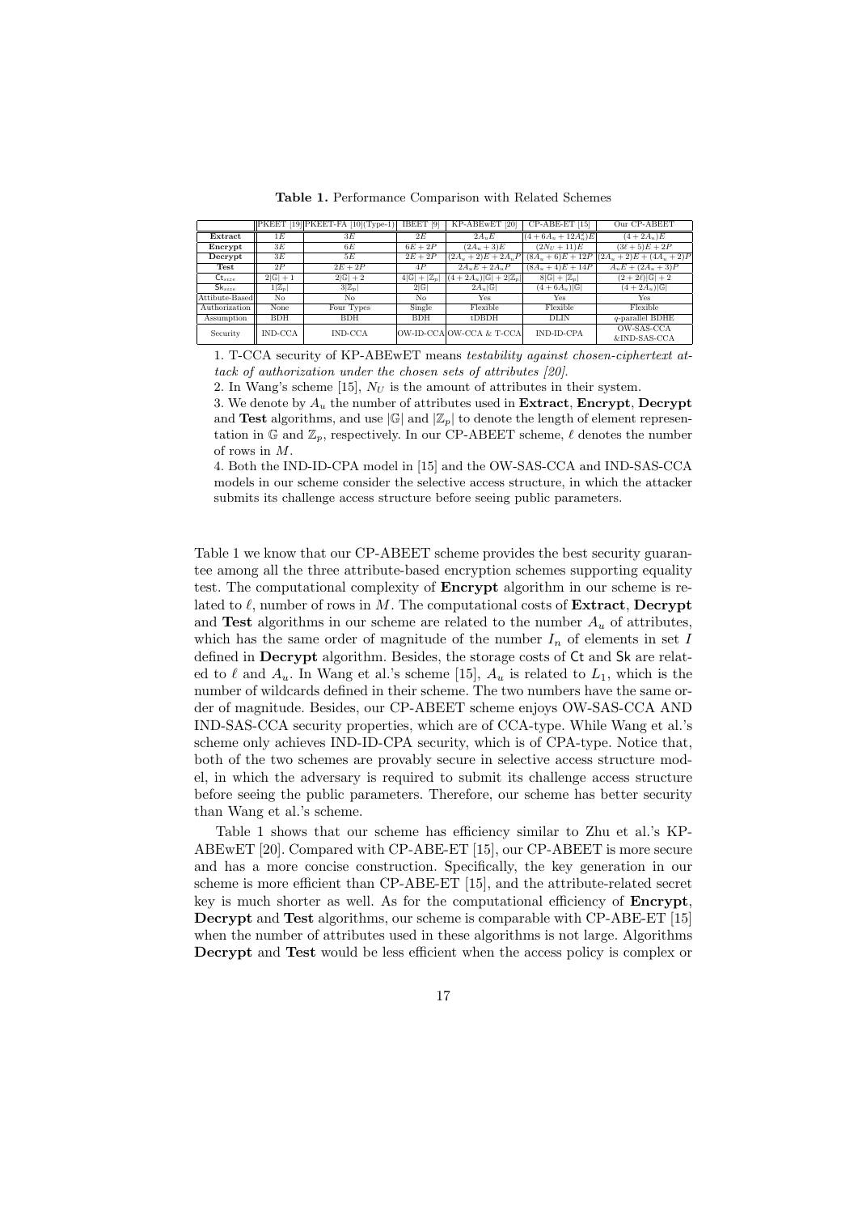**Table 1.** Performance Comparison with Related Schemes

| | PKEET [19] | PKEET-FA [10](Type-1) | IBEET [9] | KP-ABEwET [20] | CP-ABE-ET [15] | Our CP-ABEET |
|---|---|---|---|---|---|---|
| **Extract** | $1E$ | $3E$ | $2E$ | $2A_uE$ | $(4+6A_u+12A_u^2)E$ | $(4+2A_u)E$ |
| **Encrypt** | $3E$ | $6E$ | $6E+2P$ | $(2A_u+3)E$ | $(2N_U+11)E$ | $(3\ell+5)E+2P$ |
| **Decrypt** | $3E$ | $5E$ | $2E+2P$ | $(2A_u+2)E+2A_uP$ | $(8A_u+6)E+12P$ | $(2A_u+2)E+(4A_u+2)P$ |
| **Test** | $2P$ | $2E+2P$ | $4P$ | $2A_uE+2A_uP$ | $(8A_u+4)E+14P$ | $A_uE+(2A_u+3)P$ |
| $\mathsf{Ct}_{size}$ | $2\lvert\mathbb{G}\rvert+1$ | $2\lvert\mathbb{G}\rvert+2$ | $4\lvert\mathbb{G}\rvert+\lvert\mathbb{Z}_p\rvert$ | $(4+2A_u)\lvert\mathbb{G}\rvert+2\lvert\mathbb{Z}_p\rvert$ | $8\lvert\mathbb{G}\rvert+\lvert\mathbb{Z}_p\rvert$ | $(2+2\ell)\lvert\mathbb{G}\rvert+2$ |
| $\mathsf{Sk}_{size}$ | $1\lvert\mathbb{Z}_p\rvert$ | $3\lvert\mathbb{Z}_p\rvert$ | $2\lvert\mathbb{G}\rvert$ | $2A_u\lvert\mathbb{G}\rvert$ | $(4+6A_u)\lvert\mathbb{G}\rvert$ | $(4+2A_u)\lvert\mathbb{G}\rvert$ |
| Attibute-Based | No | No | No | Yes | Yes | Yes |
| Authorization | None | Four Types | Single | Flexible | Flexible | Flexible |
| Assumption | BDH | BDH | BDH | tDBDH | DLIN | $q$-parallel BDHE |
| Security | IND-CCA | IND-CCA | OW-ID-CCA | OW-CCA & T-CCA | IND-ID-CPA | OW-SAS-CCA &IND-SAS-CCA |

1. T-CCA security of KP-ABEwET means *testability against chosen-ciphertext attack of authorization under the chosen sets of attributes [20]*.

2. In Wang's scheme [15], $N_U$ is the amount of attributes in their system.

3. We denote by $A_u$ the number of attributes used in **Extract**, **Encrypt**, **Decrypt** and **Test** algorithms, and use $|\mathbb{G}|$ and $|\mathbb{Z}_p|$ to denote the length of element representation in $\mathbb{G}$ and $\mathbb{Z}_p$, respectively. In our CP-ABEET scheme, $\ell$ denotes the number of rows in $M$.

4. Both the IND-ID-CPA model in [15] and the OW-SAS-CCA and IND-SAS-CCA models in our scheme consider the selective access structure, in which the attacker submits its challenge access structure before seeing public parameters.

Table 1 we know that our CP-ABEET scheme provides the best security guarantee among all the three attribute-based encryption schemes supporting equality test. The computational complexity of **Encrypt** algorithm in our scheme is related to $\ell$, number of rows in $M$. The computational costs of **Extract**, **Decrypt** and **Test** algorithms in our scheme are related to the number $A_u$ of attributes, which has the same order of magnitude of the number $I_n$ of elements in set $I$ defined in **Decrypt** algorithm. Besides, the storage costs of $\mathsf{Ct}$ and $\mathsf{Sk}$ are related to $\ell$ and $A_u$. In Wang et al.'s scheme [15], $A_u$ is related to $L_1$, which is the number of wildcards defined in their scheme. The two numbers have the same order of magnitude. Besides, our CP-ABEET scheme enjoys OW-SAS-CCA AND IND-SAS-CCA security properties, which are of CCA-type. While Wang et al.'s scheme only achieves IND-ID-CPA security, which is of CPA-type. Notice that, both of the two schemes are provably secure in selective access structure model, in which the adversary is required to submit its challenge access structure before seeing the public parameters. Therefore, our scheme has better security than Wang et al.'s scheme.

Table 1 shows that our scheme has efficiency similar to Zhu et al.'s KP-ABEwET [20]. Compared with CP-ABE-ET [15], our CP-ABEET is more secure and has a more concise construction. Specifically, the key generation in our scheme is more efficient than CP-ABE-ET [15], and the attribute-related secret key is much shorter as well. As for the computational efficiency of **Encrypt**, **Decrypt** and **Test** algorithms, our scheme is comparable with CP-ABE-ET [15] when the number of attributes used in these algorithms is not large. Algorithms **Decrypt** and **Test** would be less efficient when the access policy is complex or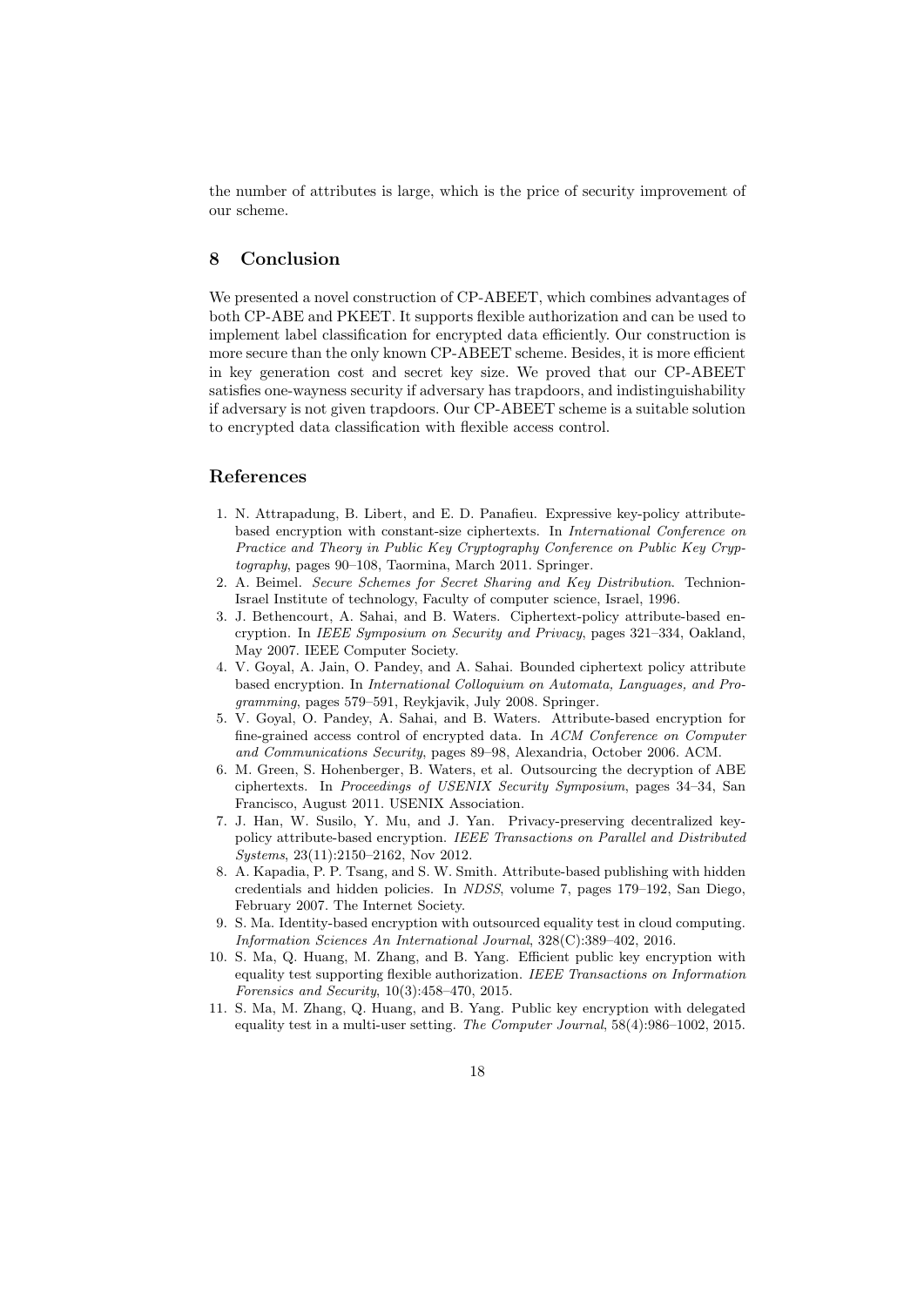the number of attributes is large, which is the price of security improvement of our scheme.

## 8 Conclusion

We presented a novel construction of CP-ABEET, which combines advantages of both CP-ABE and PKEET. It supports flexible authorization and can be used to implement label classification for encrypted data efficiently. Our construction is more secure than the only known CP-ABEET scheme. Besides, it is more efficient in key generation cost and secret key size. We proved that our CP-ABEET satisfies one-wayness security if adversary has trapdoors, and indistinguishability if adversary is not given trapdoors. Our CP-ABEET scheme is a suitable solution to encrypted data classification with flexible access control.

## References

1. N. Attrapadung, B. Libert, and E. D. Panafieu. Expressive key-policy attribute-based encryption with constant-size ciphertexts. In *International Conference on Practice and Theory in Public Key Cryptography Conference on Public Key Cryptography*, pages 90–108, Taormina, March 2011. Springer.
2. A. Beimel. *Secure Schemes for Secret Sharing and Key Distribution*. Technion-Israel Institute of technology, Faculty of computer science, Israel, 1996.
3. J. Bethencourt, A. Sahai, and B. Waters. Ciphertext-policy attribute-based encryption. In *IEEE Symposium on Security and Privacy*, pages 321–334, Oakland, May 2007. IEEE Computer Society.
4. V. Goyal, A. Jain, O. Pandey, and A. Sahai. Bounded ciphertext policy attribute based encryption. In *International Colloquium on Automata, Languages, and Programming*, pages 579–591, Reykjavik, July 2008. Springer.
5. V. Goyal, O. Pandey, A. Sahai, and B. Waters. Attribute-based encryption for fine-grained access control of encrypted data. In *ACM Conference on Computer and Communications Security*, pages 89–98, Alexandria, October 2006. ACM.
6. M. Green, S. Hohenberger, B. Waters, et al. Outsourcing the decryption of ABE ciphertexts. In *Proceedings of USENIX Security Symposium*, pages 34–34, San Francisco, August 2011. USENIX Association.
7. J. Han, W. Susilo, Y. Mu, and J. Yan. Privacy-preserving decentralized key-policy attribute-based encryption. *IEEE Transactions on Parallel and Distributed Systems*, 23(11):2150–2162, Nov 2012.
8. A. Kapadia, P. P. Tsang, and S. W. Smith. Attribute-based publishing with hidden credentials and hidden policies. In *NDSS*, volume 7, pages 179–192, San Diego, February 2007. The Internet Society.
9. S. Ma. Identity-based encryption with outsourced equality test in cloud computing. *Information Sciences An International Journal*, 328(C):389–402, 2016.
10. S. Ma, Q. Huang, M. Zhang, and B. Yang. Efficient public key encryption with equality test supporting flexible authorization. *IEEE Transactions on Information Forensics and Security*, 10(3):458–470, 2015.
11. S. Ma, M. Zhang, Q. Huang, and B. Yang. Public key encryption with delegated equality test in a multi-user setting. *The Computer Journal*, 58(4):986–1002, 2015.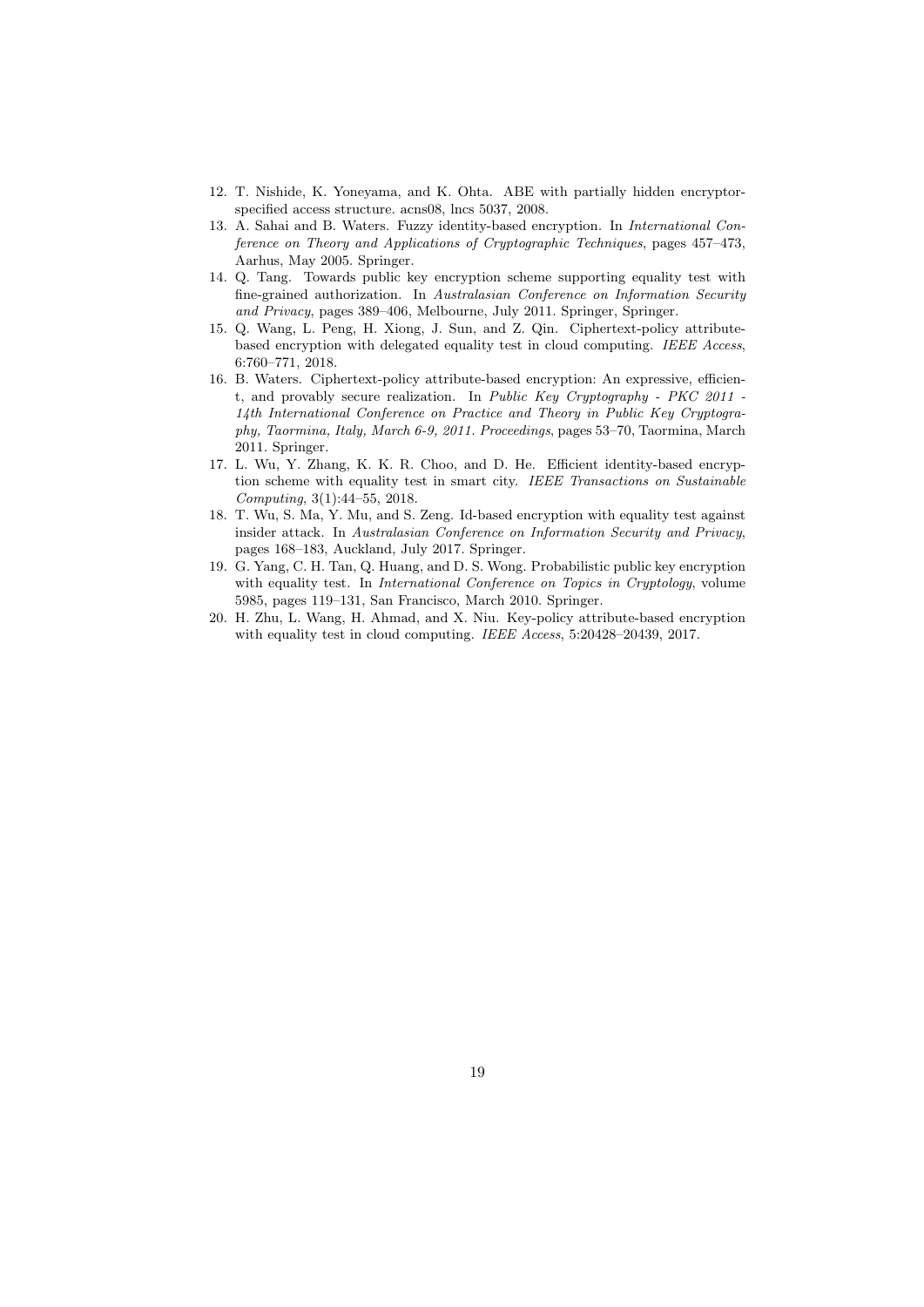12. T. Nishide, K. Yoneyama, and K. Ohta. ABE with partially hidden encryptor-specified access structure. acns08, lncs 5037, 2008.
13. A. Sahai and B. Waters. Fuzzy identity-based encryption. In *International Conference on Theory and Applications of Cryptographic Techniques*, pages 457–473, Aarhus, May 2005. Springer.
14. Q. Tang. Towards public key encryption scheme supporting equality test with fine-grained authorization. In *Australasian Conference on Information Security and Privacy*, pages 389–406, Melbourne, July 2011. Springer, Springer.
15. Q. Wang, L. Peng, H. Xiong, J. Sun, and Z. Qin. Ciphertext-policy attribute-based encryption with delegated equality test in cloud computing. *IEEE Access*, 6:760–771, 2018.
16. B. Waters. Ciphertext-policy attribute-based encryption: An expressive, efficient, and provably secure realization. In *Public Key Cryptography - PKC 2011 - 14th International Conference on Practice and Theory in Public Key Cryptography, Taormina, Italy, March 6-9, 2011. Proceedings*, pages 53–70, Taormina, March 2011. Springer.
17. L. Wu, Y. Zhang, K. K. R. Choo, and D. He. Efficient identity-based encryption scheme with equality test in smart city. *IEEE Transactions on Sustainable Computing*, 3(1):44–55, 2018.
18. T. Wu, S. Ma, Y. Mu, and S. Zeng. Id-based encryption with equality test against insider attack. In *Australasian Conference on Information Security and Privacy*, pages 168–183, Auckland, July 2017. Springer.
19. G. Yang, C. H. Tan, Q. Huang, and D. S. Wong. Probabilistic public key encryption with equality test. In *International Conference on Topics in Cryptology*, volume 5985, pages 119–131, San Francisco, March 2010. Springer.
20. H. Zhu, L. Wang, H. Ahmad, and X. Niu. Key-policy attribute-based encryption with equality test in cloud computing. *IEEE Access*, 5:20428–20439, 2017.